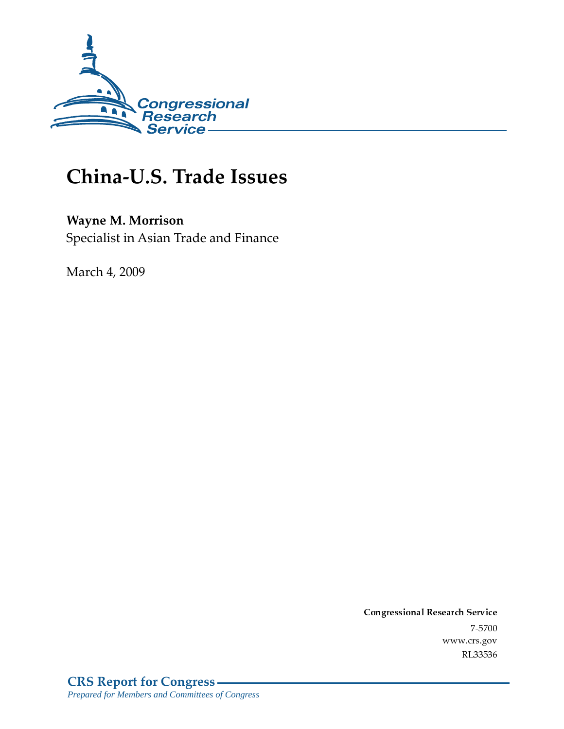Congressional Research Service

# China-U.S. Trade Issues

**Wayne M. Morrison**
Specialist in Asian Trade and Finance

March 4, 2009

**Congressional Research Service**
7-5700
www.crs.gov
RL33536

**CRS Report for Congress**
*Prepared for Members and Committees of Congress*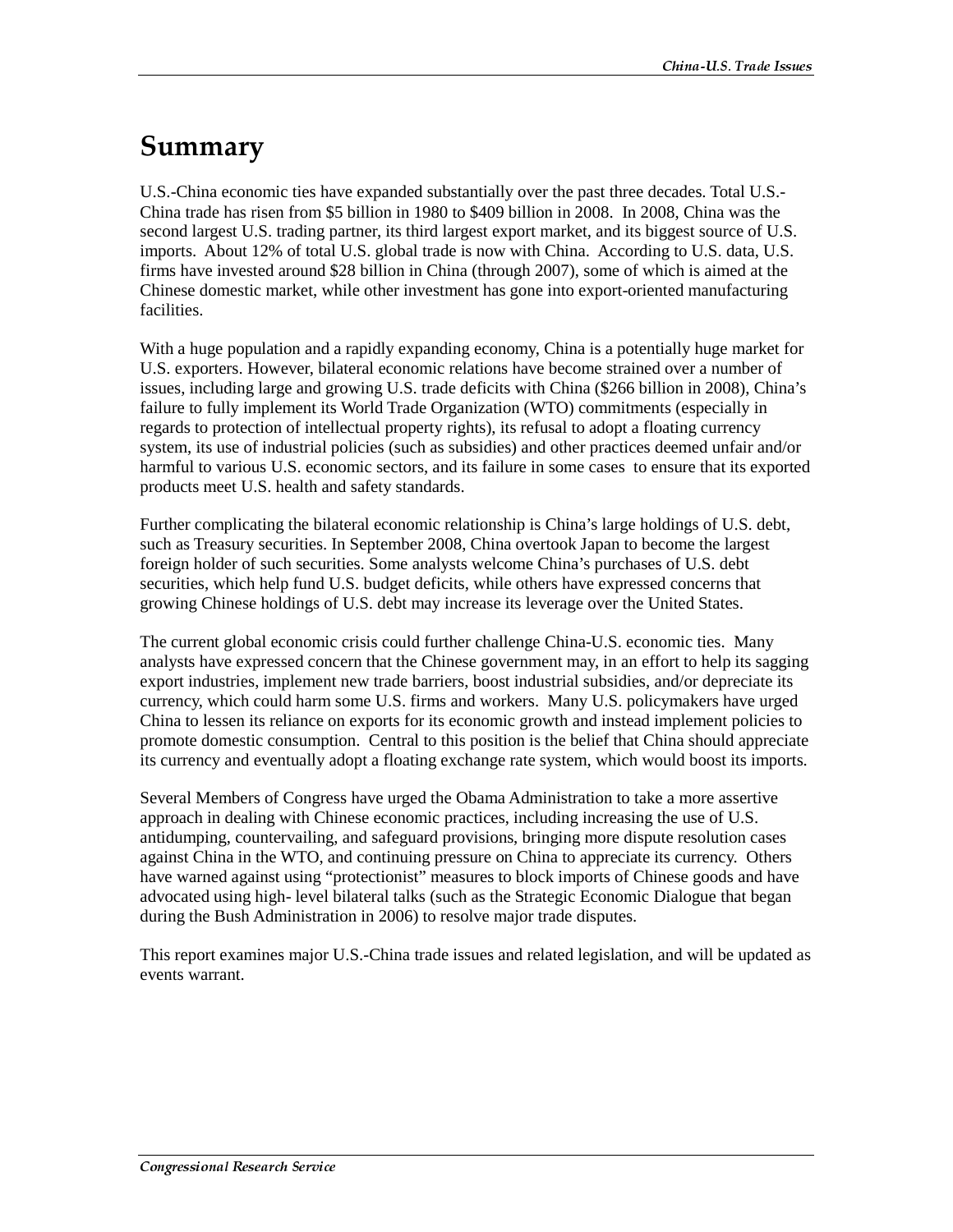# Summary

U.S.-China economic ties have expanded substantially over the past three decades. Total U.S.-China trade has risen from $5 billion in 1980 to $409 billion in 2008. In 2008, China was the second largest U.S. trading partner, its third largest export market, and its biggest source of U.S. imports. About 12% of total U.S. global trade is now with China. According to U.S. data, U.S. firms have invested around $28 billion in China (through 2007), some of which is aimed at the Chinese domestic market, while other investment has gone into export-oriented manufacturing facilities.

With a huge population and a rapidly expanding economy, China is a potentially huge market for U.S. exporters. However, bilateral economic relations have become strained over a number of issues, including large and growing U.S. trade deficits with China ($266 billion in 2008), China's failure to fully implement its World Trade Organization (WTO) commitments (especially in regards to protection of intellectual property rights), its refusal to adopt a floating currency system, its use of industrial policies (such as subsidies) and other practices deemed unfair and/or harmful to various U.S. economic sectors, and its failure in some cases to ensure that its exported products meet U.S. health and safety standards.

Further complicating the bilateral economic relationship is China's large holdings of U.S. debt, such as Treasury securities. In September 2008, China overtook Japan to become the largest foreign holder of such securities. Some analysts welcome China's purchases of U.S. debt securities, which help fund U.S. budget deficits, while others have expressed concerns that growing Chinese holdings of U.S. debt may increase its leverage over the United States.

The current global economic crisis could further challenge China-U.S. economic ties. Many analysts have expressed concern that the Chinese government may, in an effort to help its sagging export industries, implement new trade barriers, boost industrial subsidies, and/or depreciate its currency, which could harm some U.S. firms and workers. Many U.S. policymakers have urged China to lessen its reliance on exports for its economic growth and instead implement policies to promote domestic consumption. Central to this position is the belief that China should appreciate its currency and eventually adopt a floating exchange rate system, which would boost its imports.

Several Members of Congress have urged the Obama Administration to take a more assertive approach in dealing with Chinese economic practices, including increasing the use of U.S. antidumping, countervailing, and safeguard provisions, bringing more dispute resolution cases against China in the WTO, and continuing pressure on China to appreciate its currency. Others have warned against using "protectionist" measures to block imports of Chinese goods and have advocated using high- level bilateral talks (such as the Strategic Economic Dialogue that began during the Bush Administration in 2006) to resolve major trade disputes.

This report examines major U.S.-China trade issues and related legislation, and will be updated as events warrant.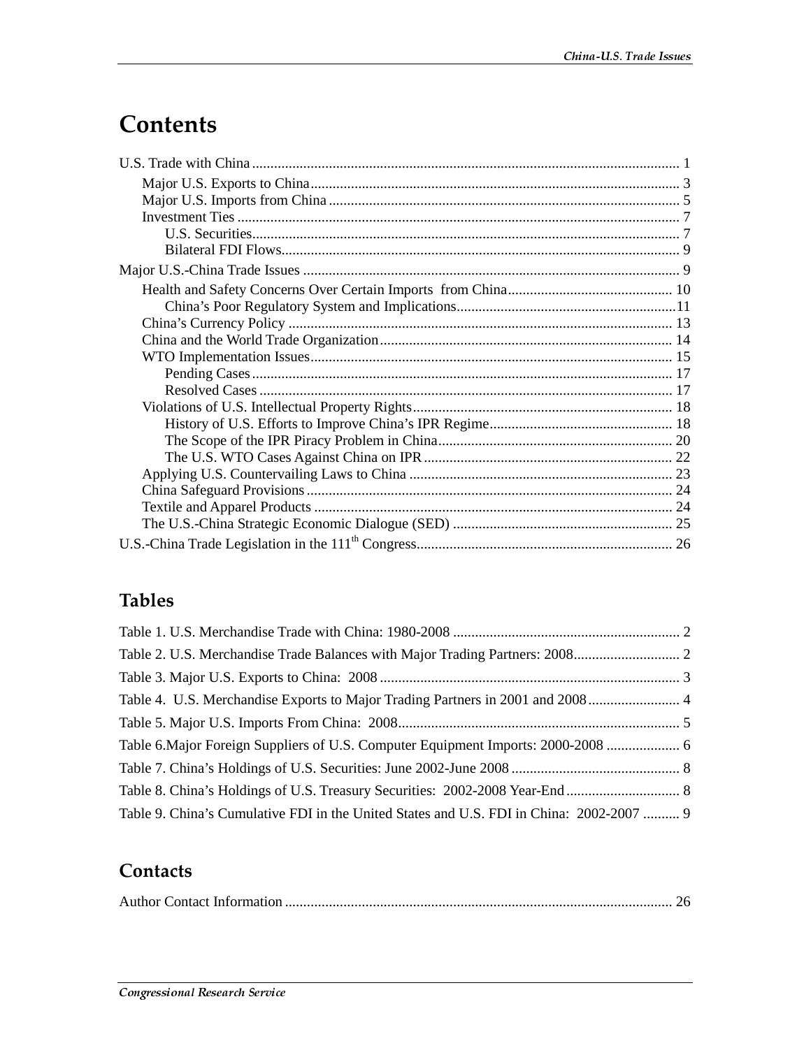# Contents

U.S. Trade with China ..................................................................................................................... 1

- Major U.S. Exports to China .................................................................................................... 3
- Major U.S. Imports from China ............................................................................................... 5
- Investment Ties ........................................................................................................................ 7
  - U.S. Securities .................................................................................................................... 7
  - Bilateral FDI Flows ............................................................................................................ 9

Major U.S.-China Trade Issues ....................................................................................................... 9

- Health and Safety Concerns Over Certain Imports from China ............................................. 10
  - China's Poor Regulatory System and Implications ............................................................ 11
- China's Currency Policy ......................................................................................................... 13
- China and the World Trade Organization ............................................................................... 14
- WTO Implementation Issues .................................................................................................. 15
  - Pending Cases ................................................................................................................... 17
  - Resolved Cases ................................................................................................................. 17
- Violations of U.S. Intellectual Property Rights ....................................................................... 18
  - History of U.S. Efforts to Improve China's IPR Regime .................................................. 18
  - The Scope of the IPR Piracy Problem in China ................................................................ 20
  - The U.S. WTO Cases Against China on IPR .................................................................... 22
- Applying U.S. Countervailing Laws to China ........................................................................ 23
- China Safeguard Provisions .................................................................................................... 24
- Textile and Apparel Products ................................................................................................. 24
- The U.S.-China Strategic Economic Dialogue (SED) ............................................................ 25

U.S.-China Trade Legislation in the 111th Congress ...................................................................... 26

## Tables

Table 1. U.S. Merchandise Trade with China: 1980-2008 .............................................................. 2

Table 2. U.S. Merchandise Trade Balances with Major Trading Partners: 2008 ............................. 2

Table 3. Major U.S. Exports to China: 2008 .................................................................................. 3

Table 4. U.S. Merchandise Exports to Major Trading Partners in 2001 and 2008 .......................... 4

Table 5. Major U.S. Imports From China: 2008 ............................................................................. 5

Table 6.Major Foreign Suppliers of U.S. Computer Equipment Imports: 2000-2008 .................... 6

Table 7. China's Holdings of U.S. Securities: June 2002-June 2008 .............................................. 8

Table 8. China's Holdings of U.S. Treasury Securities: 2002-2008 Year-End ............................... 8

Table 9. China's Cumulative FDI in the United States and U.S. FDI in China: 2002-2007 .......... 9

## Contacts

Author Contact Information .......................................................................................................... 26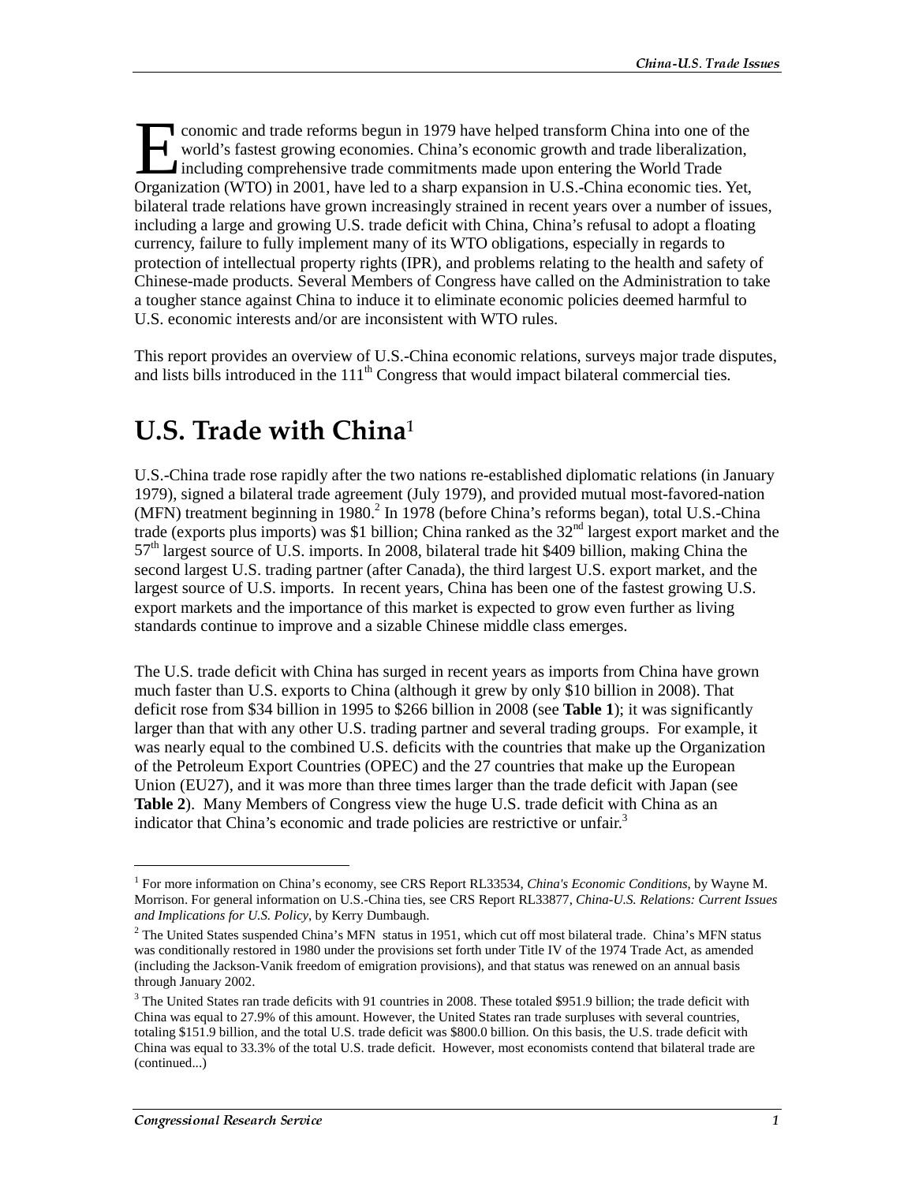Economic and trade reforms begun in 1979 have helped transform China into one of the world's fastest growing economies. China's economic growth and trade liberalization, including comprehensive trade commitments made upon entering the World Trade Organization (WTO) in 2001, have led to a sharp expansion in U.S.-China economic ties. Yet, bilateral trade relations have grown increasingly strained in recent years over a number of issues, including a large and growing U.S. trade deficit with China, China's refusal to adopt a floating currency, failure to fully implement many of its WTO obligations, especially in regards to protection of intellectual property rights (IPR), and problems relating to the health and safety of Chinese-made products. Several Members of Congress have called on the Administration to take a tougher stance against China to induce it to eliminate economic policies deemed harmful to U.S. economic interests and/or are inconsistent with WTO rules.

This report provides an overview of U.S.-China economic relations, surveys major trade disputes, and lists bills introduced in the 111th Congress that would impact bilateral commercial ties.

# U.S. Trade with China[1]

U.S.-China trade rose rapidly after the two nations re-established diplomatic relations (in January 1979), signed a bilateral trade agreement (July 1979), and provided mutual most-favored-nation (MFN) treatment beginning in 1980.[2] In 1978 (before China's reforms began), total U.S.-China trade (exports plus imports) was $1 billion; China ranked as the 32nd largest export market and the 57th largest source of U.S. imports. In 2008, bilateral trade hit $409 billion, making China the second largest U.S. trading partner (after Canada), the third largest U.S. export market, and the largest source of U.S. imports. In recent years, China has been one of the fastest growing U.S. export markets and the importance of this market is expected to grow even further as living standards continue to improve and a sizable Chinese middle class emerges.

The U.S. trade deficit with China has surged in recent years as imports from China have grown much faster than U.S. exports to China (although it grew by only $10 billion in 2008). That deficit rose from $34 billion in 1995 to $266 billion in 2008 (see **Table 1**); it was significantly larger than that with any other U.S. trading partner and several trading groups. For example, it was nearly equal to the combined U.S. deficits with the countries that make up the Organization of the Petroleum Export Countries (OPEC) and the 27 countries that make up the European Union (EU27), and it was more than three times larger than the trade deficit with Japan (see **Table 2**). Many Members of Congress view the huge U.S. trade deficit with China as an indicator that China's economic and trade policies are restrictive or unfair.[3]

---

[1] For more information on China's economy, see CRS Report RL33534, *China's Economic Conditions*, by Wayne M. Morrison. For general information on U.S.-China ties, see CRS Report RL33877, *China-U.S. Relations: Current Issues and Implications for U.S. Policy*, by Kerry Dumbaugh.

[2] The United States suspended China's MFN status in 1951, which cut off most bilateral trade. China's MFN status was conditionally restored in 1980 under the provisions set forth under Title IV of the 1974 Trade Act, as amended (including the Jackson-Vanik freedom of emigration provisions), and that status was renewed on an annual basis through January 2002.

[3] The United States ran trade deficits with 91 countries in 2008. These totaled $951.9 billion; the trade deficit with China was equal to 27.9% of this amount. However, the United States ran trade surpluses with several countries, totaling $151.9 billion, and the total U.S. trade deficit was $800.0 billion. On this basis, the U.S. trade deficit with China was equal to 33.3% of the total U.S. trade deficit. However, most economists contend that bilateral trade are (continued...)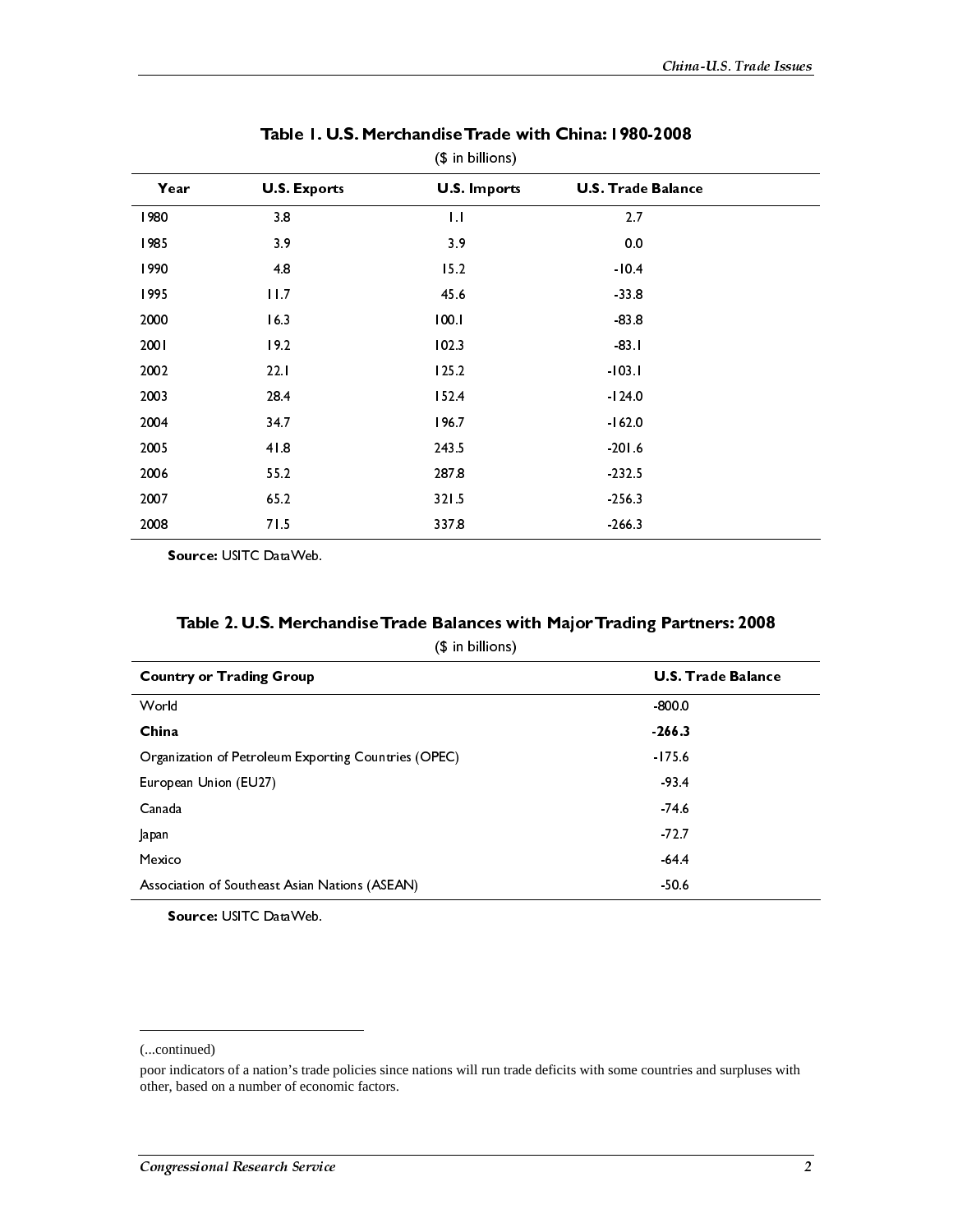**Table 1. U.S. Merchandise Trade with China: 1980-2008**

($ in billions)

| Year | U.S. Exports | U.S. Imports | U.S. Trade Balance |
|---|---|---|---|
| 1980 | 3.8 | 1.1 | 2.7 |
| 1985 | 3.9 | 3.9 | 0.0 |
| 1990 | 4.8 | 15.2 | -10.4 |
| 1995 | 11.7 | 45.6 | -33.8 |
| 2000 | 16.3 | 100.1 | -83.8 |
| 2001 | 19.2 | 102.3 | -83.1 |
| 2002 | 22.1 | 125.2 | -103.1 |
| 2003 | 28.4 | 152.4 | -124.0 |
| 2004 | 34.7 | 196.7 | -162.0 |
| 2005 | 41.8 | 243.5 | -201.6 |
| 2006 | 55.2 | 287.8 | -232.5 |
| 2007 | 65.2 | 321.5 | -256.3 |
| 2008 | 71.5 | 337.8 | -266.3 |

**Source:** USITC DataWeb.

**Table 2. U.S. Merchandise Trade Balances with Major Trading Partners: 2008**

($ in billions)

| Country or Trading Group | U.S. Trade Balance |
|---|---|
| World | -800.0 |
| **China** | **-266.3** |
| Organization of Petroleum Exporting Countries (OPEC) | -175.6 |
| European Union (EU27) | -93.4 |
| Canada | -74.6 |
| Japan | -72.7 |
| Mexico | -64.4 |
| Association of Southeast Asian Nations (ASEAN) | -50.6 |

**Source:** USITC DataWeb.

(...continued)

poor indicators of a nation's trade policies since nations will run trade deficits with some countries and surpluses with other, based on a number of economic factors.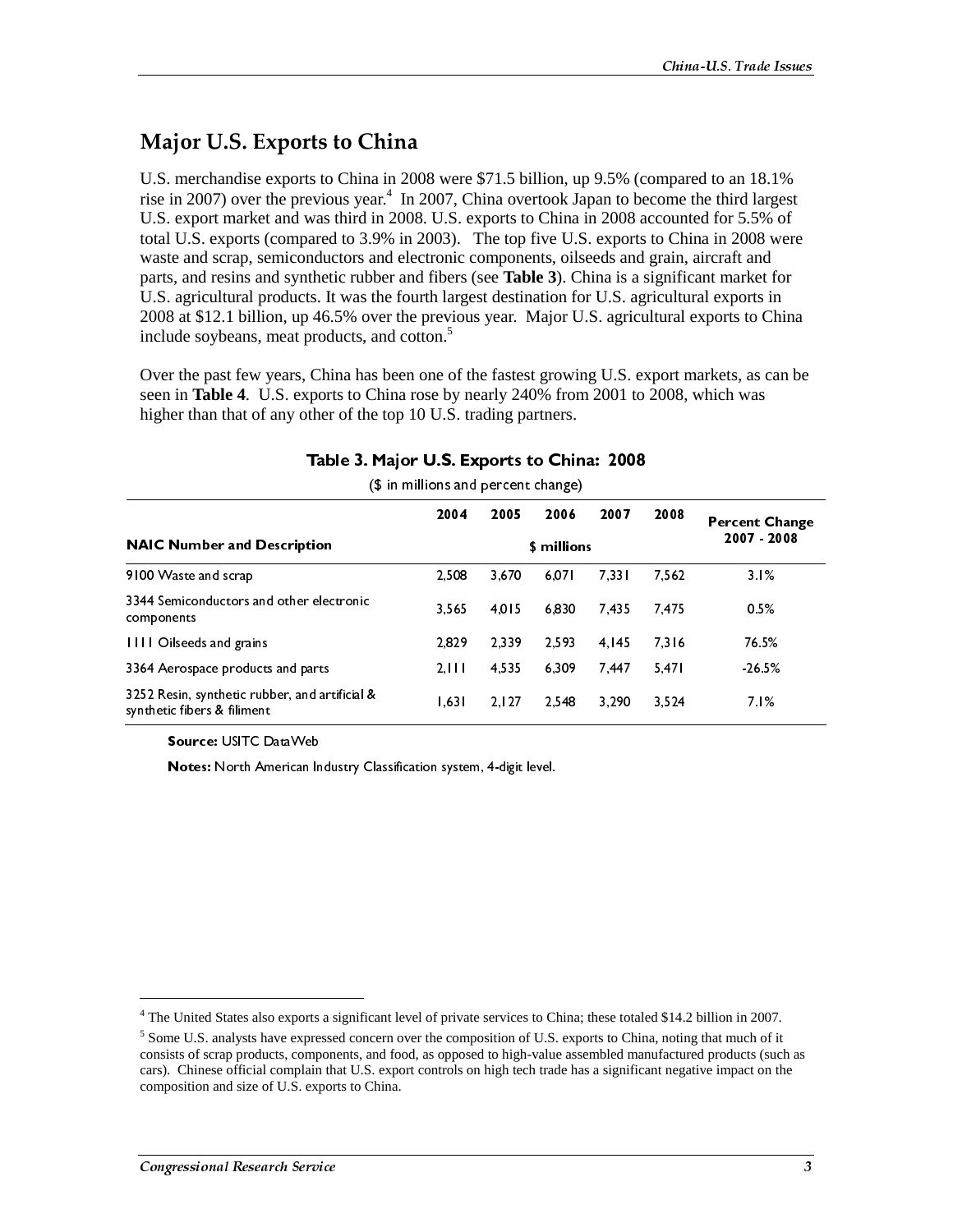## Major U.S. Exports to China

U.S. merchandise exports to China in 2008 were $71.5 billion, up 9.5% (compared to an 18.1% rise in 2007) over the previous year.[4] In 2007, China overtook Japan to become the third largest U.S. export market and was third in 2008. U.S. exports to China in 2008 accounted for 5.5% of total U.S. exports (compared to 3.9% in 2003). The top five U.S. exports to China in 2008 were waste and scrap, semiconductors and electronic components, oilseeds and grain, aircraft and parts, and resins and synthetic rubber and fibers (see **Table 3**). China is a significant market for U.S. agricultural products. It was the fourth largest destination for U.S. agricultural exports in 2008 at $12.1 billion, up 46.5% over the previous year. Major U.S. agricultural exports to China include soybeans, meat products, and cotton.[5]

Over the past few years, China has been one of the fastest growing U.S. export markets, as can be seen in **Table 4**. U.S. exports to China rose by nearly 240% from 2001 to 2008, which was higher than that of any other of the top 10 U.S. trading partners.

**Table 3. Major U.S. Exports to China: 2008**

($ in millions and percent change)

| NAIC Number and Description | 2004 | 2005 | 2006 | 2007 | 2008 | Percent Change 2007 - 2008 |
|---|---|---|---|---|---|---|
| | $ millions | | | | | |
| 9100 Waste and scrap | 2,508 | 3,670 | 6,071 | 7,331 | 7,562 | 3.1% |
| 3344 Semiconductors and other electronic components | 3,565 | 4,015 | 6,830 | 7,435 | 7,475 | 0.5% |
| 1111 Oilseeds and grains | 2,829 | 2,339 | 2,593 | 4,145 | 7,316 | 76.5% |
| 3364 Aerospace products and parts | 2,111 | 4,535 | 6,309 | 7,447 | 5,471 | -26.5% |
| 3252 Resin, synthetic rubber, and artificial & synthetic fibers & filiment | 1,631 | 2,127 | 2,548 | 3,290 | 3,524 | 7.1% |

**Source:** USITC DataWeb

**Notes:** North American Industry Classification system, 4-digit level.

---

[4] The United States also exports a significant level of private services to China; these totaled $14.2 billion in 2007.

[5] Some U.S. analysts have expressed concern over the composition of U.S. exports to China, noting that much of it consists of scrap products, components, and food, as opposed to high-value assembled manufactured products (such as cars). Chinese official complain that U.S. export controls on high tech trade has a significant negative impact on the composition and size of U.S. exports to China.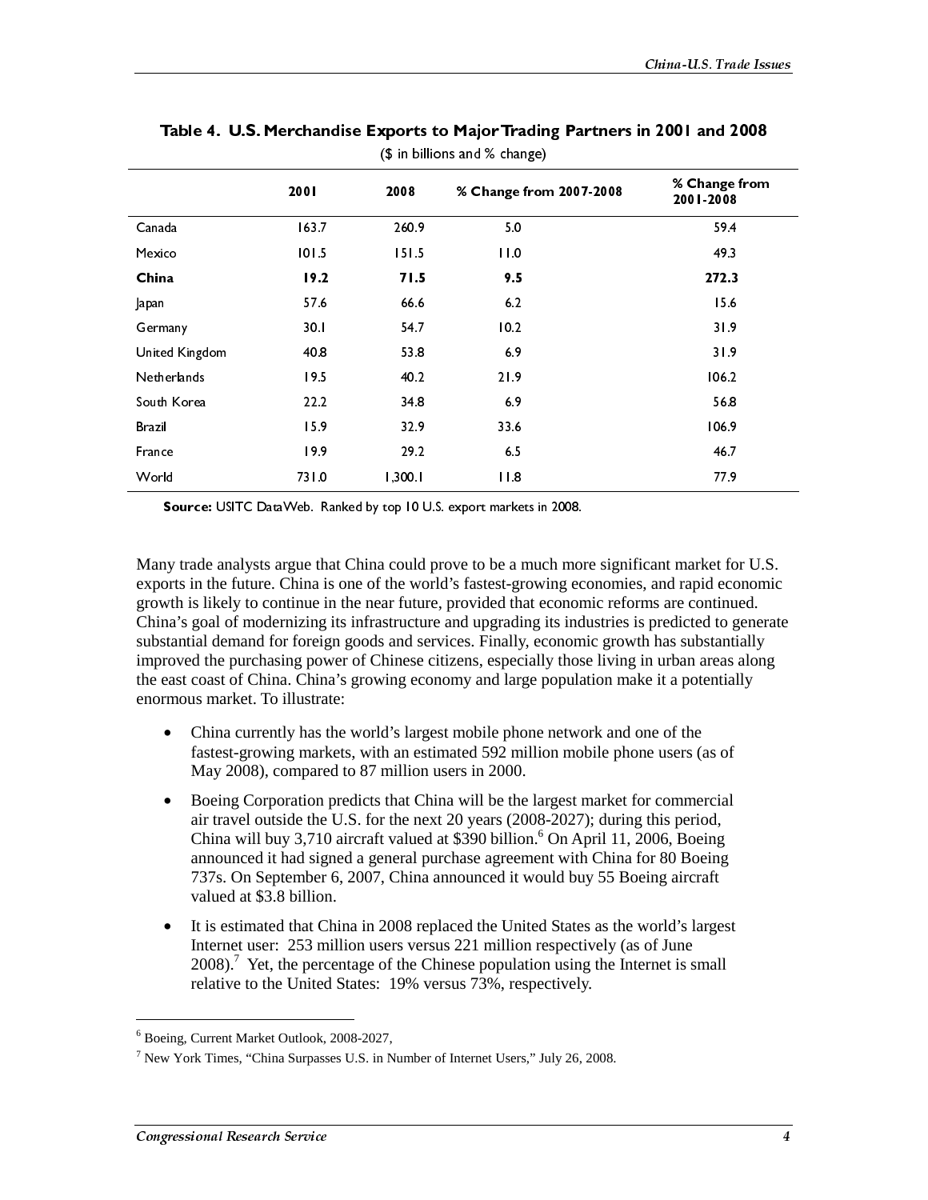**Table 4. U.S. Merchandise Exports to Major Trading Partners in 2001 and 2008**

($ in billions and % change)

| | 2001 | 2008 | % Change from 2007-2008 | % Change from 2001-2008 |
|---|---|---|---|---|
| Canada | 163.7 | 260.9 | 5.0 | 59.4 |
| Mexico | 101.5 | 151.5 | 11.0 | 49.3 |
| **China** | **19.2** | **71.5** | **9.5** | **272.3** |
| Japan | 57.6 | 66.6 | 6.2 | 15.6 |
| Germany | 30.1 | 54.7 | 10.2 | 31.9 |
| United Kingdom | 40.8 | 53.8 | 6.9 | 31.9 |
| Netherlands | 19.5 | 40.2 | 21.9 | 106.2 |
| South Korea | 22.2 | 34.8 | 6.9 | 56.8 |
| Brazil | 15.9 | 32.9 | 33.6 | 106.9 |
| France | 19.9 | 29.2 | 6.5 | 46.7 |
| World | 731.0 | 1,300.1 | 11.8 | 77.9 |

**Source:** USITC DataWeb. Ranked by top 10 U.S. export markets in 2008.

Many trade analysts argue that China could prove to be a much more significant market for U.S. exports in the future. China is one of the world's fastest-growing economies, and rapid economic growth is likely to continue in the near future, provided that economic reforms are continued. China's goal of modernizing its infrastructure and upgrading its industries is predicted to generate substantial demand for foreign goods and services. Finally, economic growth has substantially improved the purchasing power of Chinese citizens, especially those living in urban areas along the east coast of China. China's growing economy and large population make it a potentially enormous market. To illustrate:

- China currently has the world's largest mobile phone network and one of the fastest-growing markets, with an estimated 592 million mobile phone users (as of May 2008), compared to 87 million users in 2000.
- Boeing Corporation predicts that China will be the largest market for commercial air travel outside the U.S. for the next 20 years (2008-2027); during this period, China will buy 3,710 aircraft valued at $390 billion.[6] On April 11, 2006, Boeing announced it had signed a general purchase agreement with China for 80 Boeing 737s. On September 6, 2007, China announced it would buy 55 Boeing aircraft valued at $3.8 billion.
- It is estimated that China in 2008 replaced the United States as the world's largest Internet user: 253 million users versus 221 million respectively (as of June 2008).[7] Yet, the percentage of the Chinese population using the Internet is small relative to the United States: 19% versus 73%, respectively.

---

[6] Boeing, Current Market Outlook, 2008-2027,

[7] New York Times, "China Surpasses U.S. in Number of Internet Users," July 26, 2008.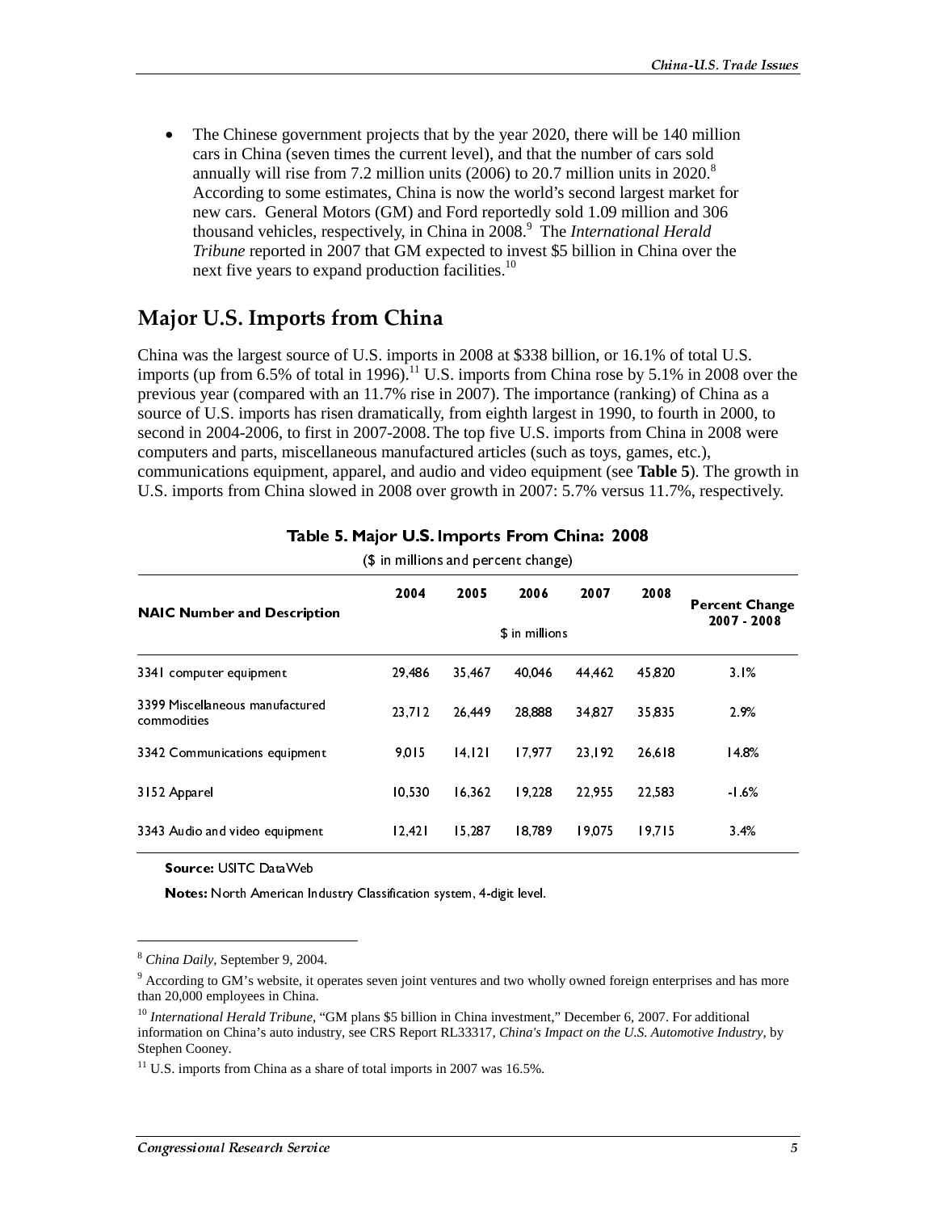- The Chinese government projects that by the year 2020, there will be 140 million cars in China (seven times the current level), and that the number of cars sold annually will rise from 7.2 million units (2006) to 20.7 million units in 2020.[8] According to some estimates, China is now the world's second largest market for new cars. General Motors (GM) and Ford reportedly sold 1.09 million and 306 thousand vehicles, respectively, in China in 2008.[9] The *International Herald Tribune* reported in 2007 that GM expected to invest $5 billion in China over the next five years to expand production facilities.[10]

## Major U.S. Imports from China

China was the largest source of U.S. imports in 2008 at $338 billion, or 16.1% of total U.S. imports (up from 6.5% of total in 1996).[11] U.S. imports from China rose by 5.1% in 2008 over the previous year (compared with an 11.7% rise in 2007). The importance (ranking) of China as a source of U.S. imports has risen dramatically, from eighth largest in 1990, to fourth in 2000, to second in 2004-2006, to first in 2007-2008. The top five U.S. imports from China in 2008 were computers and parts, miscellaneous manufactured articles (such as toys, games, etc.), communications equipment, apparel, and audio and video equipment (see **Table 5**). The growth in U.S. imports from China slowed in 2008 over growth in 2007: 5.7% versus 11.7%, respectively.

**Table 5. Major U.S. Imports From China: 2008**

($ in millions and percent change)

| NAIC Number and Description | 2004 | 2005 | 2006 | 2007 | 2008 | Percent Change 2007 - 2008 |
|---|---|---|---|---|---|---|
| | $ in millions | | | | | |
| 3341 computer equipment | 29,486 | 35,467 | 40,046 | 44,462 | 45,820 | 3.1% |
| 3399 Miscellaneous manufactured commodities | 23,712 | 26,449 | 28,888 | 34,827 | 35,835 | 2.9% |
| 3342 Communications equipment | 9,015 | 14,121 | 17,977 | 23,192 | 26,618 | 14.8% |
| 3152 Apparel | 10,530 | 16,362 | 19,228 | 22,955 | 22,583 | -1.6% |
| 3343 Audio and video equipment | 12,421 | 15,287 | 18,789 | 19,075 | 19,715 | 3.4% |

**Source:** USITC DataWeb

**Notes:** North American Industry Classification system, 4-digit level.

---

[8] *China Daily*, September 9, 2004.

[9] According to GM's website, it operates seven joint ventures and two wholly owned foreign enterprises and has more than 20,000 employees in China.

[10] *International Herald Tribune*, "GM plans $5 billion in China investment," December 6, 2007. For additional information on China's auto industry, see CRS Report RL33317, *China's Impact on the U.S. Automotive Industry*, by Stephen Cooney.

[11] U.S. imports from China as a share of total imports in 2007 was 16.5%.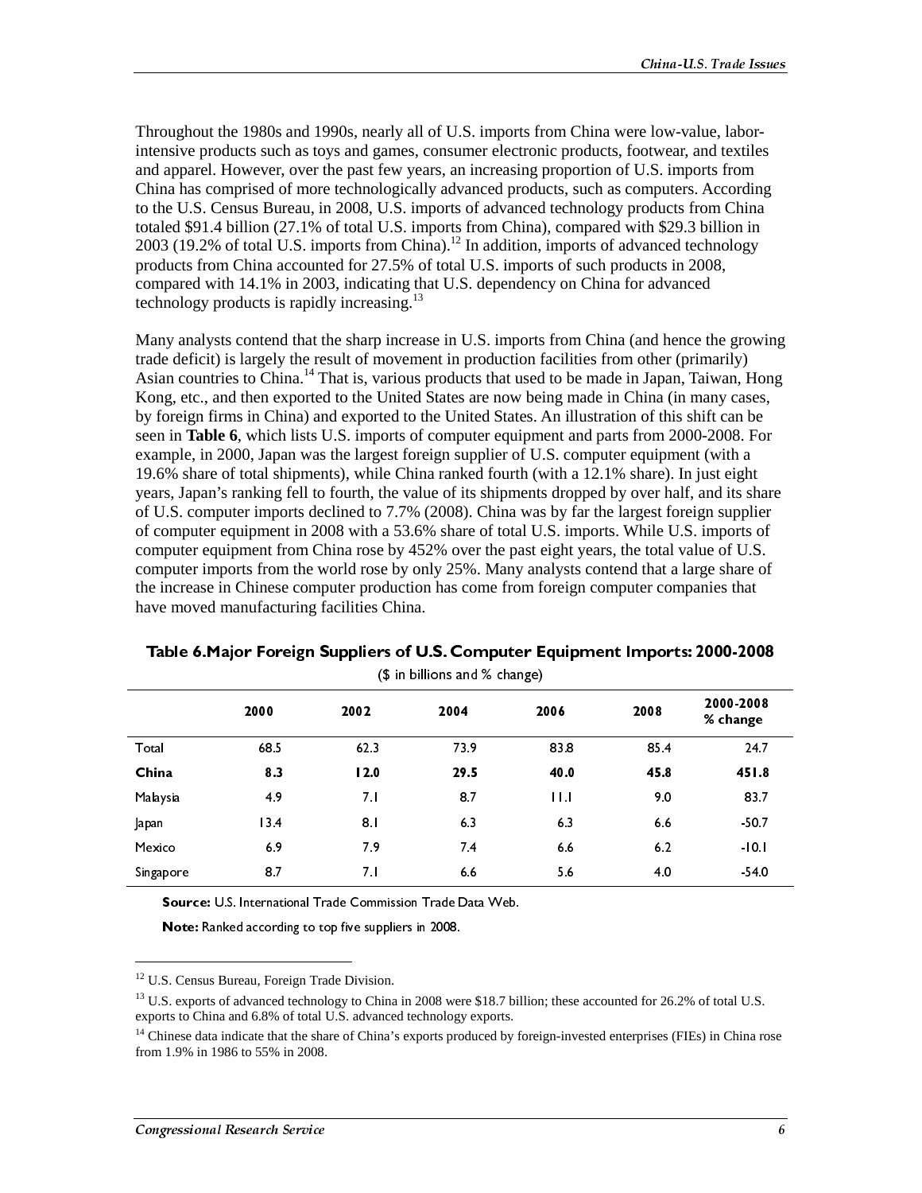Throughout the 1980s and 1990s, nearly all of U.S. imports from China were low-value, labor-intensive products such as toys and games, consumer electronic products, footwear, and textiles and apparel. However, over the past few years, an increasing proportion of U.S. imports from China has comprised of more technologically advanced products, such as computers. According to the U.S. Census Bureau, in 2008, U.S. imports of advanced technology products from China totaled $91.4 billion (27.1% of total U.S. imports from China), compared with $29.3 billion in 2003 (19.2% of total U.S. imports from China).[12] In addition, imports of advanced technology products from China accounted for 27.5% of total U.S. imports of such products in 2008, compared with 14.1% in 2003, indicating that U.S. dependency on China for advanced technology products is rapidly increasing.[13]

Many analysts contend that the sharp increase in U.S. imports from China (and hence the growing trade deficit) is largely the result of movement in production facilities from other (primarily) Asian countries to China.[14] That is, various products that used to be made in Japan, Taiwan, Hong Kong, etc., and then exported to the United States are now being made in China (in many cases, by foreign firms in China) and exported to the United States. An illustration of this shift can be seen in **Table 6**, which lists U.S. imports of computer equipment and parts from 2000-2008. For example, in 2000, Japan was the largest foreign supplier of U.S. computer equipment (with a 19.6% share of total shipments), while China ranked fourth (with a 12.1% share). In just eight years, Japan's ranking fell to fourth, the value of its shipments dropped by over half, and its share of U.S. computer imports declined to 7.7% (2008). China was by far the largest foreign supplier of computer equipment in 2008 with a 53.6% share of total U.S. imports. While U.S. imports of computer equipment from China rose by 452% over the past eight years, the total value of U.S. computer imports from the world rose by only 25%. Many analysts contend that a large share of the increase in Chinese computer production has come from foreign computer companies that have moved manufacturing facilities China.

**Table 6. Major Foreign Suppliers of U.S. Computer Equipment Imports: 2000-2008**

($ in billions and % change)

| | 2000 | 2002 | 2004 | 2006 | 2008 | 2000-2008 % change |
|---|---|---|---|---|---|---|
| Total | 68.5 | 62.3 | 73.9 | 83.8 | 85.4 | 24.7 |
| **China** | **8.3** | **12.0** | **29.5** | **40.0** | **45.8** | **451.8** |
| Malaysia | 4.9 | 7.1 | 8.7 | 11.1 | 9.0 | 83.7 |
| Japan | 13.4 | 8.1 | 6.3 | 6.3 | 6.6 | -50.7 |
| Mexico | 6.9 | 7.9 | 7.4 | 6.6 | 6.2 | -10.1 |
| Singapore | 8.7 | 7.1 | 6.6 | 5.6 | 4.0 | -54.0 |

**Source:** U.S. International Trade Commission Trade Data Web.

**Note:** Ranked according to top five suppliers in 2008.

---

[12] U.S. Census Bureau, Foreign Trade Division.

[13] U.S. exports of advanced technology to China in 2008 were $18.7 billion; these accounted for 26.2% of total U.S. exports to China and 6.8% of total U.S. advanced technology exports.

[14] Chinese data indicate that the share of China's exports produced by foreign-invested enterprises (FIEs) in China rose from 1.9% in 1986 to 55% in 2008.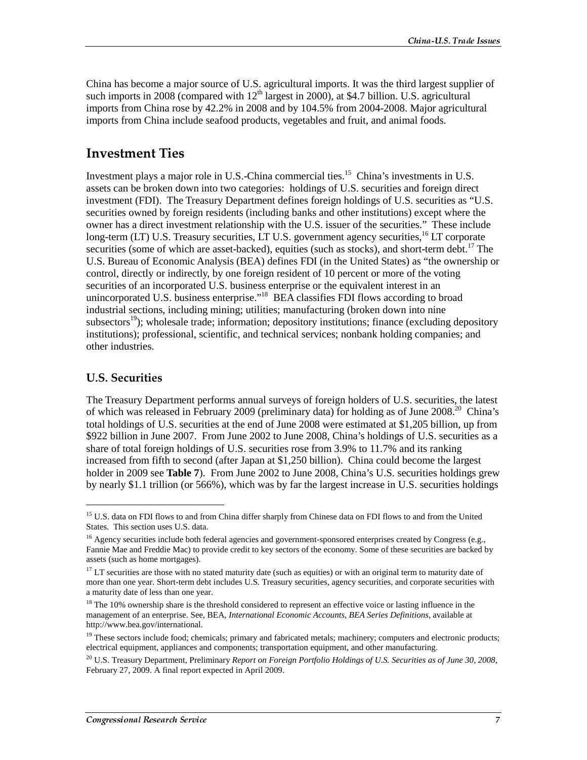China has become a major source of U.S. agricultural imports. It was the third largest supplier of such imports in 2008 (compared with 12th largest in 2000), at $4.7 billion. U.S. agricultural imports from China rose by 42.2% in 2008 and by 104.5% from 2004-2008. Major agricultural imports from China include seafood products, vegetables and fruit, and animal foods.

## Investment Ties

Investment plays a major role in U.S.-China commercial ties.[15] China's investments in U.S. assets can be broken down into two categories: holdings of U.S. securities and foreign direct investment (FDI). The Treasury Department defines foreign holdings of U.S. securities as "U.S. securities owned by foreign residents (including banks and other institutions) except where the owner has a direct investment relationship with the U.S. issuer of the securities." These include long-term (LT) U.S. Treasury securities, LT U.S. government agency securities,[16] LT corporate securities (some of which are asset-backed), equities (such as stocks), and short-term debt.[17] The U.S. Bureau of Economic Analysis (BEA) defines FDI (in the United States) as "the ownership or control, directly or indirectly, by one foreign resident of 10 percent or more of the voting securities of an incorporated U.S. business enterprise or the equivalent interest in an unincorporated U.S. business enterprise."[18] BEA classifies FDI flows according to broad industrial sections, including mining; utilities; manufacturing (broken down into nine subsectors[19]); wholesale trade; information; depository institutions; finance (excluding depository institutions); professional, scientific, and technical services; nonbank holding companies; and other industries.

### U.S. Securities

The Treasury Department performs annual surveys of foreign holders of U.S. securities, the latest of which was released in February 2009 (preliminary data) for holding as of June 2008.[20] China's total holdings of U.S. securities at the end of June 2008 were estimated at $1,205 billion, up from $922 billion in June 2007. From June 2002 to June 2008, China's holdings of U.S. securities as a share of total foreign holdings of U.S. securities rose from 3.9% to 11.7% and its ranking increased from fifth to second (after Japan at $1,250 billion). China could become the largest holder in 2009 see **Table 7**). From June 2002 to June 2008, China's U.S. securities holdings grew by nearly $1.1 trillion (or 566%), which was by far the largest increase in U.S. securities holdings

---

[15] U.S. data on FDI flows to and from China differ sharply from Chinese data on FDI flows to and from the United States. This section uses U.S. data.

[16] Agency securities include both federal agencies and government-sponsored enterprises created by Congress (e.g., Fannie Mae and Freddie Mac) to provide credit to key sectors of the economy. Some of these securities are backed by assets (such as home mortgages).

[17] LT securities are those with no stated maturity date (such as equities) or with an original term to maturity date of more than one year. Short-term debt includes U.S. Treasury securities, agency securities, and corporate securities with a maturity date of less than one year.

[18] The 10% ownership share is the threshold considered to represent an effective voice or lasting influence in the management of an enterprise. See, BEA, *International Economic Accounts, BEA Series Definitions*, available at http://www.bea.gov/international.

[19] These sectors include food; chemicals; primary and fabricated metals; machinery; computers and electronic products; electrical equipment, appliances and components; transportation equipment, and other manufacturing.

[20] U.S. Treasury Department, Preliminary *Report on Foreign Portfolio Holdings of U.S. Securities as of June 30, 2008*, February 27, 2009. A final report expected in April 2009.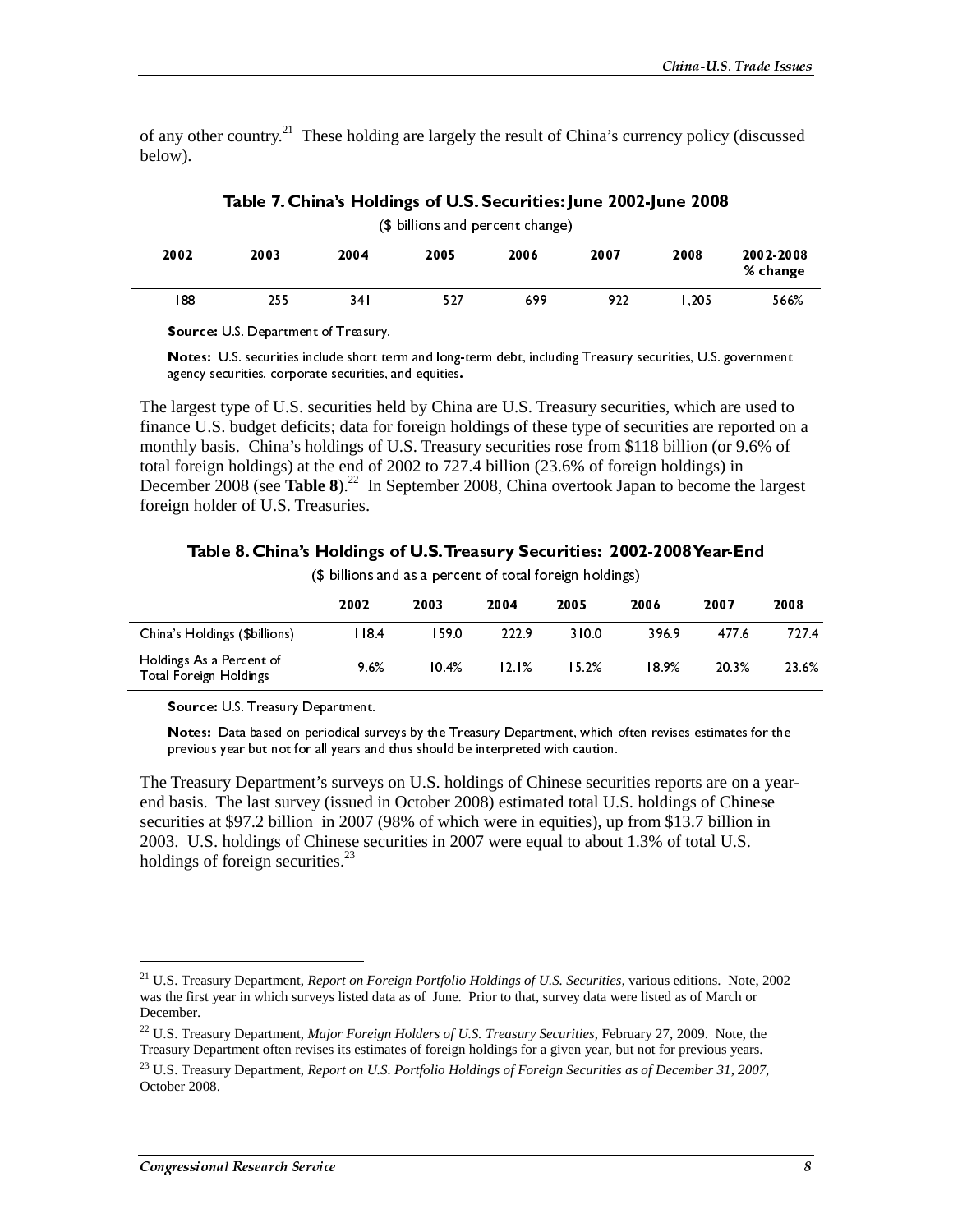of any other country.[21] These holding are largely the result of China's currency policy (discussed below).

**Table 7. China's Holdings of U.S. Securities: June 2002-June 2008**

($ billions and percent change)

| 2002 | 2003 | 2004 | 2005 | 2006 | 2007 | 2008 | 2002-2008 % change |
|---|---|---|---|---|---|---|---|
| 188 | 255 | 341 | 527 | 699 | 922 | 1,205 | 566% |

**Source:** U.S. Department of Treasury.

**Notes:** U.S. securities include short term and long-term debt, including Treasury securities, U.S. government agency securities, corporate securities, and equities.

The largest type of U.S. securities held by China are U.S. Treasury securities, which are used to finance U.S. budget deficits; data for foreign holdings of these type of securities are reported on a monthly basis. China's holdings of U.S. Treasury securities rose from $118 billion (or 9.6% of total foreign holdings) at the end of 2002 to 727.4 billion (23.6% of foreign holdings) in December 2008 (see **Table 8**).[22] In September 2008, China overtook Japan to become the largest foreign holder of U.S. Treasuries.

**Table 8. China's Holdings of U.S. Treasury Securities: 2002-2008 Year-End**

($ billions and as a percent of total foreign holdings)

| | 2002 | 2003 | 2004 | 2005 | 2006 | 2007 | 2008 |
|---|---|---|---|---|---|---|---|
| China's Holdings ($billions) | 118.4 | 159.0 | 222.9 | 310.0 | 396.9 | 477.6 | 727.4 |
| Holdings As a Percent of Total Foreign Holdings | 9.6% | 10.4% | 12.1% | 15.2% | 18.9% | 20.3% | 23.6% |

**Source:** U.S. Treasury Department.

**Notes:** Data based on periodical surveys by the Treasury Department, which often revises estimates for the previous year but not for all years and thus should be interpreted with caution.

The Treasury Department's surveys on U.S. holdings of Chinese securities reports are on a year-end basis. The last survey (issued in October 2008) estimated total U.S. holdings of Chinese securities at $97.2 billion in 2007 (98% of which were in equities), up from $13.7 billion in 2003. U.S. holdings of Chinese securities in 2007 were equal to about 1.3% of total U.S. holdings of foreign securities.[23]

---

[21] U.S. Treasury Department, *Report on Foreign Portfolio Holdings of U.S. Securities,* various editions. Note, 2002 was the first year in which surveys listed data as of June. Prior to that, survey data were listed as of March or December.

[22] U.S. Treasury Department, *Major Foreign Holders of U.S. Treasury Securities*, February 27, 2009. Note, the Treasury Department often revises its estimates of foreign holdings for a given year, but not for previous years.

[23] U.S. Treasury Department, *Report on U.S. Portfolio Holdings of Foreign Securities as of December 31, 2007,* October 2008.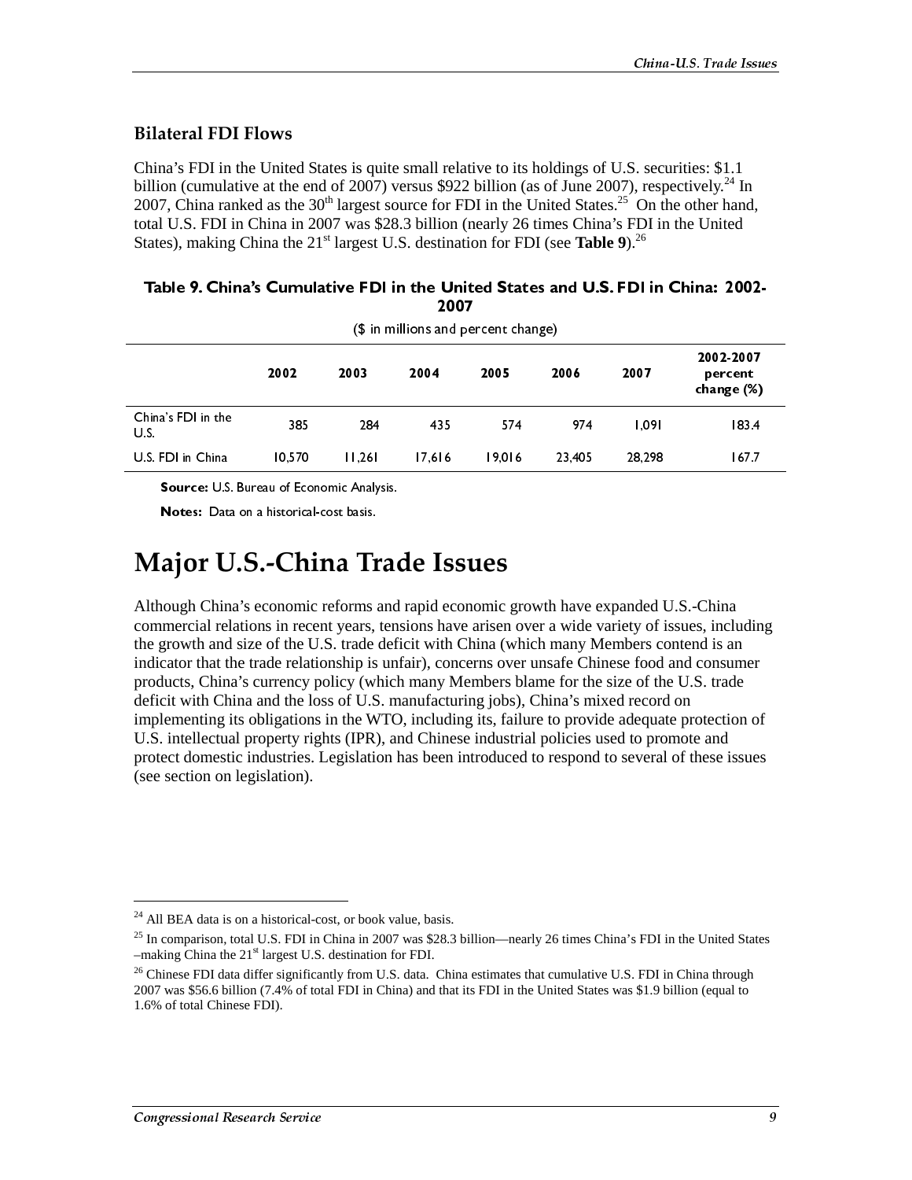## Bilateral FDI Flows

China's FDI in the United States is quite small relative to its holdings of U.S. securities: $1.1 billion (cumulative at the end of 2007) versus $922 billion (as of June 2007), respectively.[24] In 2007, China ranked as the 30th largest source for FDI in the United States.[25] On the other hand, total U.S. FDI in China in 2007 was $28.3 billion (nearly 26 times China's FDI in the United States), making China the 21st largest U.S. destination for FDI (see **Table 9**).[26]

**Table 9. China's Cumulative FDI in the United States and U.S. FDI in China: 2002-2007**

($ in millions and percent change)

| | 2002 | 2003 | 2004 | 2005 | 2006 | 2007 | 2002-2007 percent change (%) |
|---|---|---|---|---|---|---|---|
| China's FDI in the U.S. | 385 | 284 | 435 | 574 | 974 | 1,091 | 183.4 |
| U.S. FDI in China | 10,570 | 11,261 | 17,616 | 19,016 | 23,405 | 28,298 | 167.7 |

**Source:** U.S. Bureau of Economic Analysis.

**Notes:** Data on a historical-cost basis.

# Major U.S.-China Trade Issues

Although China's economic reforms and rapid economic growth have expanded U.S.-China commercial relations in recent years, tensions have arisen over a wide variety of issues, including the growth and size of the U.S. trade deficit with China (which many Members contend is an indicator that the trade relationship is unfair), concerns over unsafe Chinese food and consumer products, China's currency policy (which many Members blame for the size of the U.S. trade deficit with China and the loss of U.S. manufacturing jobs), China's mixed record on implementing its obligations in the WTO, including its, failure to provide adequate protection of U.S. intellectual property rights (IPR), and Chinese industrial policies used to promote and protect domestic industries. Legislation has been introduced to respond to several of these issues (see section on legislation).

---

[24] All BEA data is on a historical-cost, or book value, basis.

[25] In comparison, total U.S. FDI in China in 2007 was $28.3 billion—nearly 26 times China's FDI in the United States –making China the 21st largest U.S. destination for FDI.

[26] Chinese FDI data differ significantly from U.S. data. China estimates that cumulative U.S. FDI in China through 2007 was $56.6 billion (7.4% of total FDI in China) and that its FDI in the United States was $1.9 billion (equal to 1.6% of total Chinese FDI).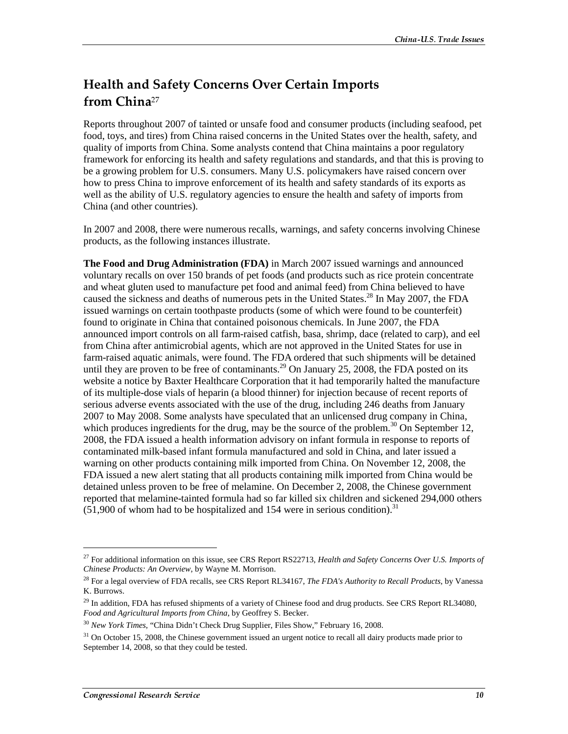## Health and Safety Concerns Over Certain Imports from China[27]

Reports throughout 2007 of tainted or unsafe food and consumer products (including seafood, pet food, toys, and tires) from China raised concerns in the United States over the health, safety, and quality of imports from China. Some analysts contend that China maintains a poor regulatory framework for enforcing its health and safety regulations and standards, and that this is proving to be a growing problem for U.S. consumers. Many U.S. policymakers have raised concern over how to press China to improve enforcement of its health and safety standards of its exports as well as the ability of U.S. regulatory agencies to ensure the health and safety of imports from China (and other countries).

In 2007 and 2008, there were numerous recalls, warnings, and safety concerns involving Chinese products, as the following instances illustrate.

**The Food and Drug Administration (FDA)** in March 2007 issued warnings and announced voluntary recalls on over 150 brands of pet foods (and products such as rice protein concentrate and wheat gluten used to manufacture pet food and animal feed) from China believed to have caused the sickness and deaths of numerous pets in the United States.[28] In May 2007, the FDA issued warnings on certain toothpaste products (some of which were found to be counterfeit) found to originate in China that contained poisonous chemicals. In June 2007, the FDA announced import controls on all farm-raised catfish, basa, shrimp, dace (related to carp), and eel from China after antimicrobial agents, which are not approved in the United States for use in farm-raised aquatic animals, were found. The FDA ordered that such shipments will be detained until they are proven to be free of contaminants.[29] On January 25, 2008, the FDA posted on its website a notice by Baxter Healthcare Corporation that it had temporarily halted the manufacture of its multiple-dose vials of heparin (a blood thinner) for injection because of recent reports of serious adverse events associated with the use of the drug, including 246 deaths from January 2007 to May 2008. Some analysts have speculated that an unlicensed drug company in China, which produces ingredients for the drug, may be the source of the problem.[30] On September 12, 2008, the FDA issued a health information advisory on infant formula in response to reports of contaminated milk-based infant formula manufactured and sold in China, and later issued a warning on other products containing milk imported from China. On November 12, 2008, the FDA issued a new alert stating that all products containing milk imported from China would be detained unless proven to be free of melamine. On December 2, 2008, the Chinese government reported that melamine-tainted formula had so far killed six children and sickened 294,000 others (51,900 of whom had to be hospitalized and 154 were in serious condition).[31]

---

[27] For additional information on this issue, see CRS Report RS22713, *Health and Safety Concerns Over U.S. Imports of Chinese Products: An Overview*, by Wayne M. Morrison.

[28] For a legal overview of FDA recalls, see CRS Report RL34167, *The FDA's Authority to Recall Products*, by Vanessa K. Burrows.

[29] In addition, FDA has refused shipments of a variety of Chinese food and drug products. See CRS Report RL34080, *Food and Agricultural Imports from China*, by Geoffrey S. Becker.

[30] *New York Times*, "China Didn't Check Drug Supplier, Files Show," February 16, 2008.

[31] On October 15, 2008, the Chinese government issued an urgent notice to recall all dairy products made prior to September 14, 2008, so that they could be tested.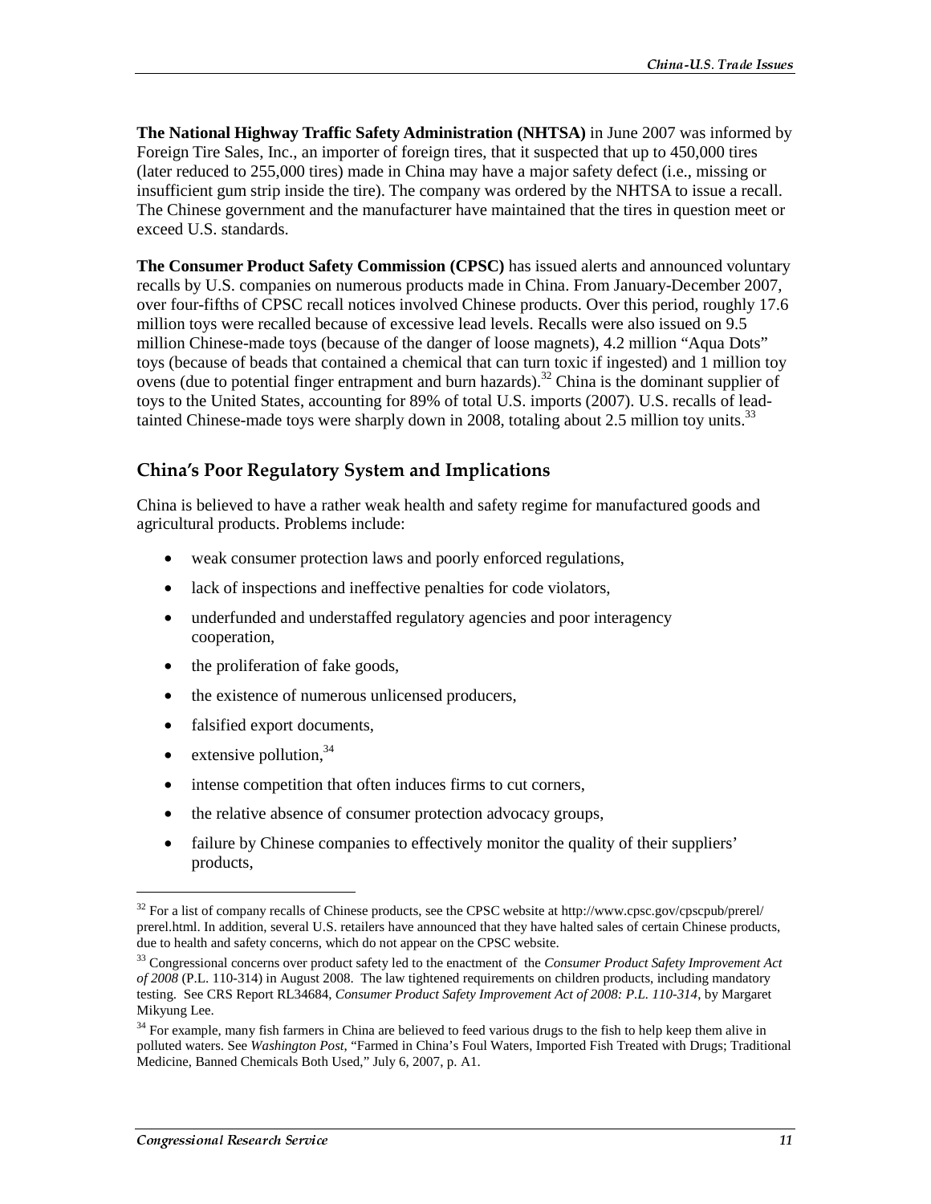**The National Highway Traffic Safety Administration (NHTSA)** in June 2007 was informed by Foreign Tire Sales, Inc., an importer of foreign tires, that it suspected that up to 450,000 tires (later reduced to 255,000 tires) made in China may have a major safety defect (i.e., missing or insufficient gum strip inside the tire). The company was ordered by the NHTSA to issue a recall. The Chinese government and the manufacturer have maintained that the tires in question meet or exceed U.S. standards.

**The Consumer Product Safety Commission (CPSC)** has issued alerts and announced voluntary recalls by U.S. companies on numerous products made in China. From January-December 2007, over four-fifths of CPSC recall notices involved Chinese products. Over this period, roughly 17.6 million toys were recalled because of excessive lead levels. Recalls were also issued on 9.5 million Chinese-made toys (because of the danger of loose magnets), 4.2 million "Aqua Dots" toys (because of beads that contained a chemical that can turn toxic if ingested) and 1 million toy ovens (due to potential finger entrapment and burn hazards).[32] China is the dominant supplier of toys to the United States, accounting for 89% of total U.S. imports (2007). U.S. recalls of lead-tainted Chinese-made toys were sharply down in 2008, totaling about 2.5 million toy units.[33]

## China's Poor Regulatory System and Implications

China is believed to have a rather weak health and safety regime for manufactured goods and agricultural products. Problems include:

- weak consumer protection laws and poorly enforced regulations,
- lack of inspections and ineffective penalties for code violators,
- underfunded and understaffed regulatory agencies and poor interagency cooperation,
- the proliferation of fake goods,
- the existence of numerous unlicensed producers,
- falsified export documents,
- extensive pollution,[34]
- intense competition that often induces firms to cut corners,
- the relative absence of consumer protection advocacy groups,
- failure by Chinese companies to effectively monitor the quality of their suppliers' products,

---

[32] For a list of company recalls of Chinese products, see the CPSC website at http://www.cpsc.gov/cpscpub/prerel/prerel.html. In addition, several U.S. retailers have announced that they have halted sales of certain Chinese products, due to health and safety concerns, which do not appear on the CPSC website.

[33] Congressional concerns over product safety led to the enactment of the *Consumer Product Safety Improvement Act of 2008* (P.L. 110-314) in August 2008. The law tightened requirements on children products, including mandatory testing. See CRS Report RL34684, *Consumer Product Safety Improvement Act of 2008: P.L. 110-314*, by Margaret Mikyung Lee.

[34] For example, many fish farmers in China are believed to feed various drugs to the fish to help keep them alive in polluted waters. See *Washington Post*, "Farmed in China's Foul Waters, Imported Fish Treated with Drugs; Traditional Medicine, Banned Chemicals Both Used," July 6, 2007, p. A1.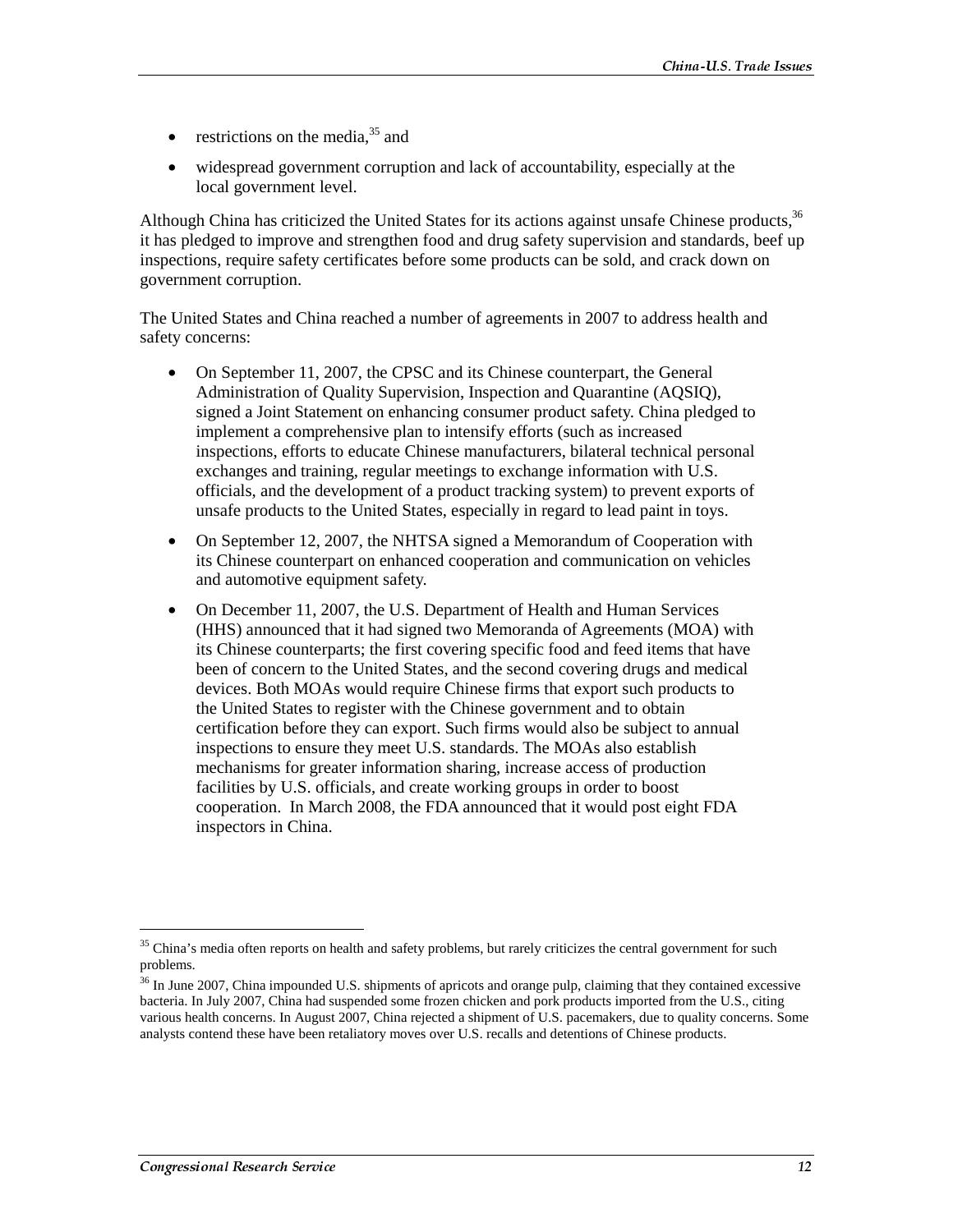- restrictions on the media,[35] and
- widespread government corruption and lack of accountability, especially at the local government level.

Although China has criticized the United States for its actions against unsafe Chinese products,[36] it has pledged to improve and strengthen food and drug safety supervision and standards, beef up inspections, require safety certificates before some products can be sold, and crack down on government corruption.

The United States and China reached a number of agreements in 2007 to address health and safety concerns:

- On September 11, 2007, the CPSC and its Chinese counterpart, the General Administration of Quality Supervision, Inspection and Quarantine (AQSIQ), signed a Joint Statement on enhancing consumer product safety. China pledged to implement a comprehensive plan to intensify efforts (such as increased inspections, efforts to educate Chinese manufacturers, bilateral technical personal exchanges and training, regular meetings to exchange information with U.S. officials, and the development of a product tracking system) to prevent exports of unsafe products to the United States, especially in regard to lead paint in toys.
- On September 12, 2007, the NHTSA signed a Memorandum of Cooperation with its Chinese counterpart on enhanced cooperation and communication on vehicles and automotive equipment safety.
- On December 11, 2007, the U.S. Department of Health and Human Services (HHS) announced that it had signed two Memoranda of Agreements (MOA) with its Chinese counterparts; the first covering specific food and feed items that have been of concern to the United States, and the second covering drugs and medical devices. Both MOAs would require Chinese firms that export such products to the United States to register with the Chinese government and to obtain certification before they can export. Such firms would also be subject to annual inspections to ensure they meet U.S. standards. The MOAs also establish mechanisms for greater information sharing, increase access of production facilities by U.S. officials, and create working groups in order to boost cooperation. In March 2008, the FDA announced that it would post eight FDA inspectors in China.

[35] China's media often reports on health and safety problems, but rarely criticizes the central government for such problems.

[36] In June 2007, China impounded U.S. shipments of apricots and orange pulp, claiming that they contained excessive bacteria. In July 2007, China had suspended some frozen chicken and pork products imported from the U.S., citing various health concerns. In August 2007, China rejected a shipment of U.S. pacemakers, due to quality concerns. Some analysts contend these have been retaliatory moves over U.S. recalls and detentions of Chinese products.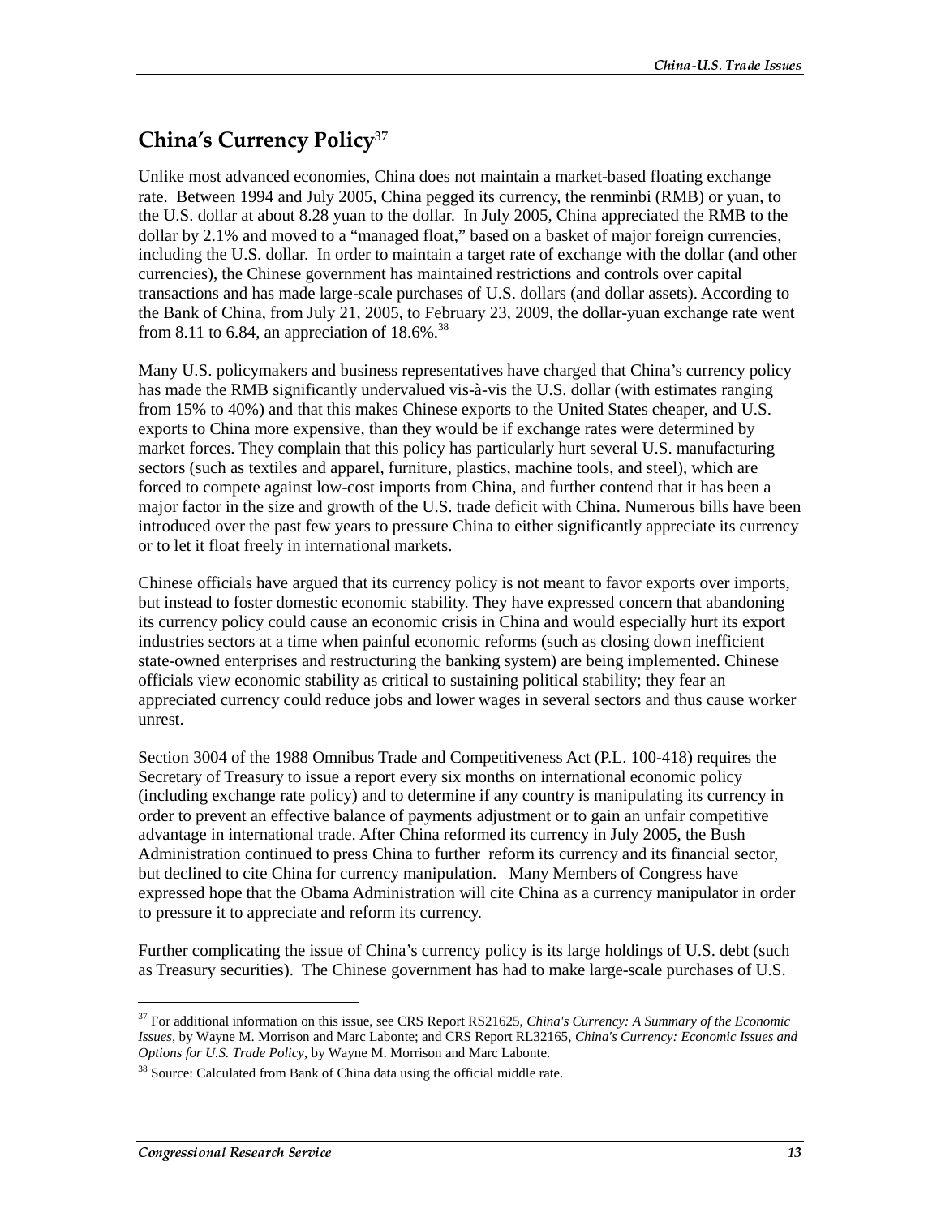## China's Currency Policy[37]

Unlike most advanced economies, China does not maintain a market-based floating exchange rate. Between 1994 and July 2005, China pegged its currency, the renminbi (RMB) or yuan, to the U.S. dollar at about 8.28 yuan to the dollar. In July 2005, China appreciated the RMB to the dollar by 2.1% and moved to a "managed float," based on a basket of major foreign currencies, including the U.S. dollar. In order to maintain a target rate of exchange with the dollar (and other currencies), the Chinese government has maintained restrictions and controls over capital transactions and has made large-scale purchases of U.S. dollars (and dollar assets). According to the Bank of China, from July 21, 2005, to February 23, 2009, the dollar-yuan exchange rate went from 8.11 to 6.84, an appreciation of 18.6%.[38]

Many U.S. policymakers and business representatives have charged that China's currency policy has made the RMB significantly undervalued vis-à-vis the U.S. dollar (with estimates ranging from 15% to 40%) and that this makes Chinese exports to the United States cheaper, and U.S. exports to China more expensive, than they would be if exchange rates were determined by market forces. They complain that this policy has particularly hurt several U.S. manufacturing sectors (such as textiles and apparel, furniture, plastics, machine tools, and steel), which are forced to compete against low-cost imports from China, and further contend that it has been a major factor in the size and growth of the U.S. trade deficit with China. Numerous bills have been introduced over the past few years to pressure China to either significantly appreciate its currency or to let it float freely in international markets.

Chinese officials have argued that its currency policy is not meant to favor exports over imports, but instead to foster domestic economic stability. They have expressed concern that abandoning its currency policy could cause an economic crisis in China and would especially hurt its export industries sectors at a time when painful economic reforms (such as closing down inefficient state-owned enterprises and restructuring the banking system) are being implemented. Chinese officials view economic stability as critical to sustaining political stability; they fear an appreciated currency could reduce jobs and lower wages in several sectors and thus cause worker unrest.

Section 3004 of the 1988 Omnibus Trade and Competitiveness Act (P.L. 100-418) requires the Secretary of Treasury to issue a report every six months on international economic policy (including exchange rate policy) and to determine if any country is manipulating its currency in order to prevent an effective balance of payments adjustment or to gain an unfair competitive advantage in international trade. After China reformed its currency in July 2005, the Bush Administration continued to press China to further reform its currency and its financial sector, but declined to cite China for currency manipulation. Many Members of Congress have expressed hope that the Obama Administration will cite China as a currency manipulator in order to pressure it to appreciate and reform its currency.

Further complicating the issue of China's currency policy is its large holdings of U.S. debt (such as Treasury securities). The Chinese government has had to make large-scale purchases of U.S.

---

[37] For additional information on this issue, see CRS Report RS21625, *China's Currency: A Summary of the Economic Issues*, by Wayne M. Morrison and Marc Labonte; and CRS Report RL32165, *China's Currency: Economic Issues and Options for U.S. Trade Policy*, by Wayne M. Morrison and Marc Labonte.

[38] Source: Calculated from Bank of China data using the official middle rate.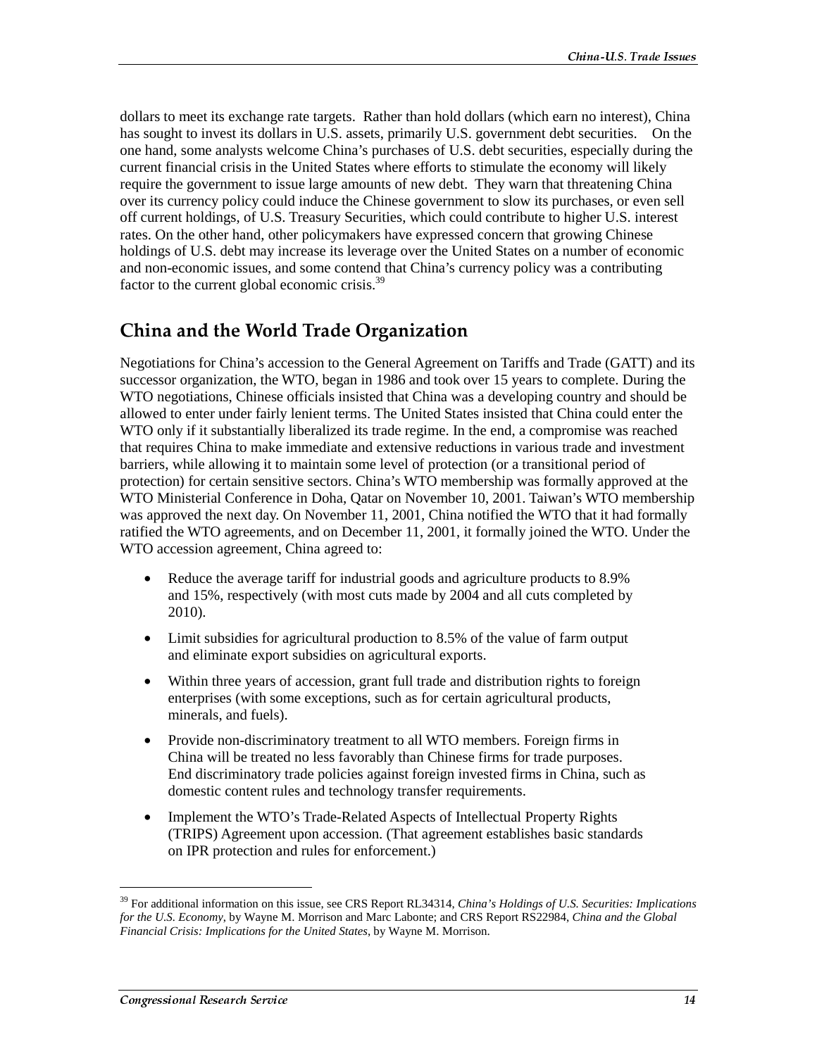dollars to meet its exchange rate targets. Rather than hold dollars (which earn no interest), China has sought to invest its dollars in U.S. assets, primarily U.S. government debt securities. On the one hand, some analysts welcome China's purchases of U.S. debt securities, especially during the current financial crisis in the United States where efforts to stimulate the economy will likely require the government to issue large amounts of new debt. They warn that threatening China over its currency policy could induce the Chinese government to slow its purchases, or even sell off current holdings, of U.S. Treasury Securities, which could contribute to higher U.S. interest rates. On the other hand, other policymakers have expressed concern that growing Chinese holdings of U.S. debt may increase its leverage over the United States on a number of economic and non-economic issues, and some contend that China's currency policy was a contributing factor to the current global economic crisis.[39]

## China and the World Trade Organization

Negotiations for China's accession to the General Agreement on Tariffs and Trade (GATT) and its successor organization, the WTO, began in 1986 and took over 15 years to complete. During the WTO negotiations, Chinese officials insisted that China was a developing country and should be allowed to enter under fairly lenient terms. The United States insisted that China could enter the WTO only if it substantially liberalized its trade regime. In the end, a compromise was reached that requires China to make immediate and extensive reductions in various trade and investment barriers, while allowing it to maintain some level of protection (or a transitional period of protection) for certain sensitive sectors. China's WTO membership was formally approved at the WTO Ministerial Conference in Doha, Qatar on November 10, 2001. Taiwan's WTO membership was approved the next day. On November 11, 2001, China notified the WTO that it had formally ratified the WTO agreements, and on December 11, 2001, it formally joined the WTO. Under the WTO accession agreement, China agreed to:

- Reduce the average tariff for industrial goods and agriculture products to 8.9% and 15%, respectively (with most cuts made by 2004 and all cuts completed by 2010).
- Limit subsidies for agricultural production to 8.5% of the value of farm output and eliminate export subsidies on agricultural exports.
- Within three years of accession, grant full trade and distribution rights to foreign enterprises (with some exceptions, such as for certain agricultural products, minerals, and fuels).
- Provide non-discriminatory treatment to all WTO members. Foreign firms in China will be treated no less favorably than Chinese firms for trade purposes. End discriminatory trade policies against foreign invested firms in China, such as domestic content rules and technology transfer requirements.
- Implement the WTO's Trade-Related Aspects of Intellectual Property Rights (TRIPS) Agreement upon accession. (That agreement establishes basic standards on IPR protection and rules for enforcement.)

---

[39] For additional information on this issue, see CRS Report RL34314, *China's Holdings of U.S. Securities: Implications for the U.S. Economy*, by Wayne M. Morrison and Marc Labonte; and CRS Report RS22984, *China and the Global Financial Crisis: Implications for the United States*, by Wayne M. Morrison.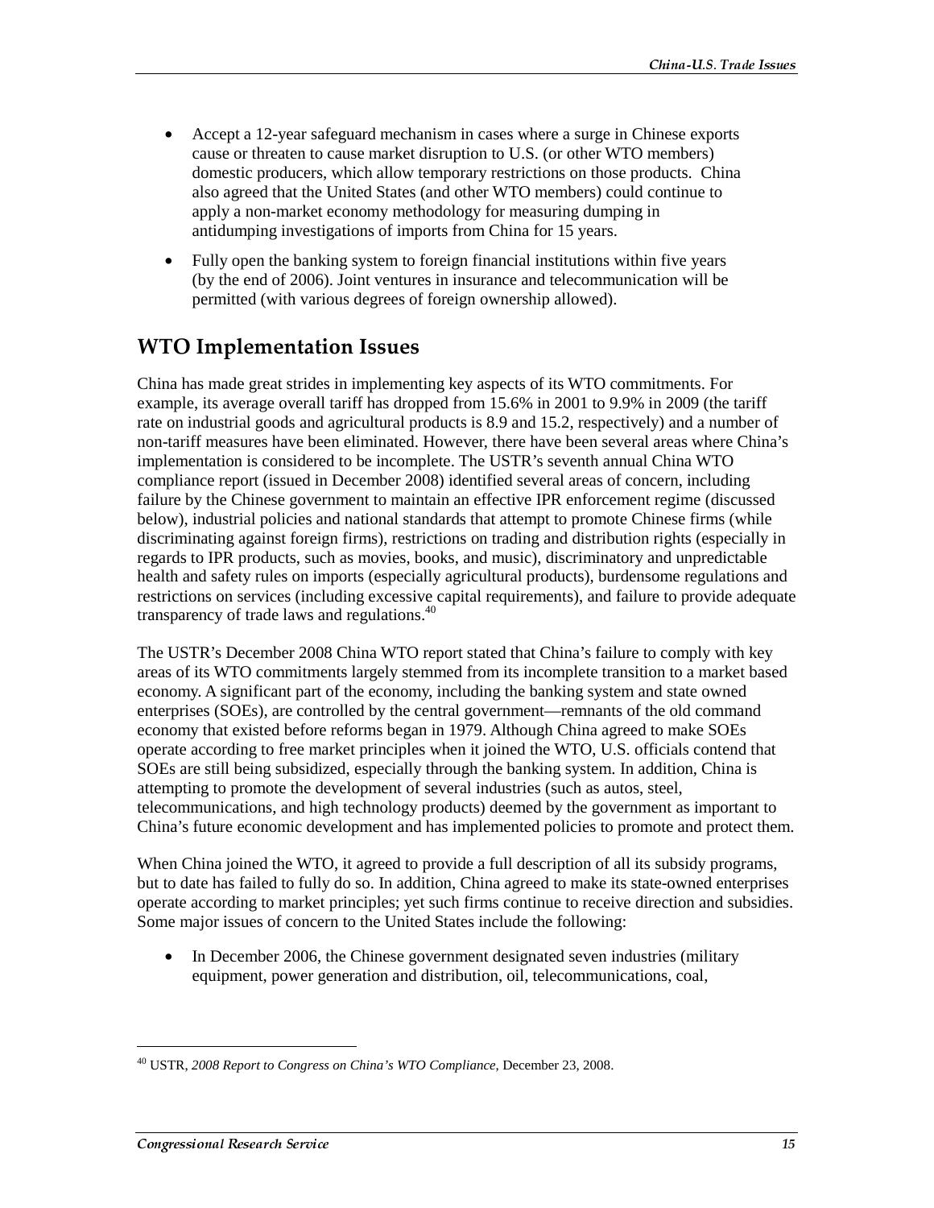- Accept a 12-year safeguard mechanism in cases where a surge in Chinese exports cause or threaten to cause market disruption to U.S. (or other WTO members) domestic producers, which allow temporary restrictions on those products. China also agreed that the United States (and other WTO members) could continue to apply a non-market economy methodology for measuring dumping in antidumping investigations of imports from China for 15 years.
- Fully open the banking system to foreign financial institutions within five years (by the end of 2006). Joint ventures in insurance and telecommunication will be permitted (with various degrees of foreign ownership allowed).

## WTO Implementation Issues

China has made great strides in implementing key aspects of its WTO commitments. For example, its average overall tariff has dropped from 15.6% in 2001 to 9.9% in 2009 (the tariff rate on industrial goods and agricultural products is 8.9 and 15.2, respectively) and a number of non-tariff measures have been eliminated. However, there have been several areas where China's implementation is considered to be incomplete. The USTR's seventh annual China WTO compliance report (issued in December 2008) identified several areas of concern, including failure by the Chinese government to maintain an effective IPR enforcement regime (discussed below), industrial policies and national standards that attempt to promote Chinese firms (while discriminating against foreign firms), restrictions on trading and distribution rights (especially in regards to IPR products, such as movies, books, and music), discriminatory and unpredictable health and safety rules on imports (especially agricultural products), burdensome regulations and restrictions on services (including excessive capital requirements), and failure to provide adequate transparency of trade laws and regulations.[40]

The USTR's December 2008 China WTO report stated that China's failure to comply with key areas of its WTO commitments largely stemmed from its incomplete transition to a market based economy. A significant part of the economy, including the banking system and state owned enterprises (SOEs), are controlled by the central government—remnants of the old command economy that existed before reforms began in 1979. Although China agreed to make SOEs operate according to free market principles when it joined the WTO, U.S. officials contend that SOEs are still being subsidized, especially through the banking system. In addition, China is attempting to promote the development of several industries (such as autos, steel, telecommunications, and high technology products) deemed by the government as important to China's future economic development and has implemented policies to promote and protect them.

When China joined the WTO, it agreed to provide a full description of all its subsidy programs, but to date has failed to fully do so. In addition, China agreed to make its state-owned enterprises operate according to market principles; yet such firms continue to receive direction and subsidies. Some major issues of concern to the United States include the following:

- In December 2006, the Chinese government designated seven industries (military equipment, power generation and distribution, oil, telecommunications, coal,

[40] USTR, *2008 Report to Congress on China's WTO Compliance,* December 23, 2008.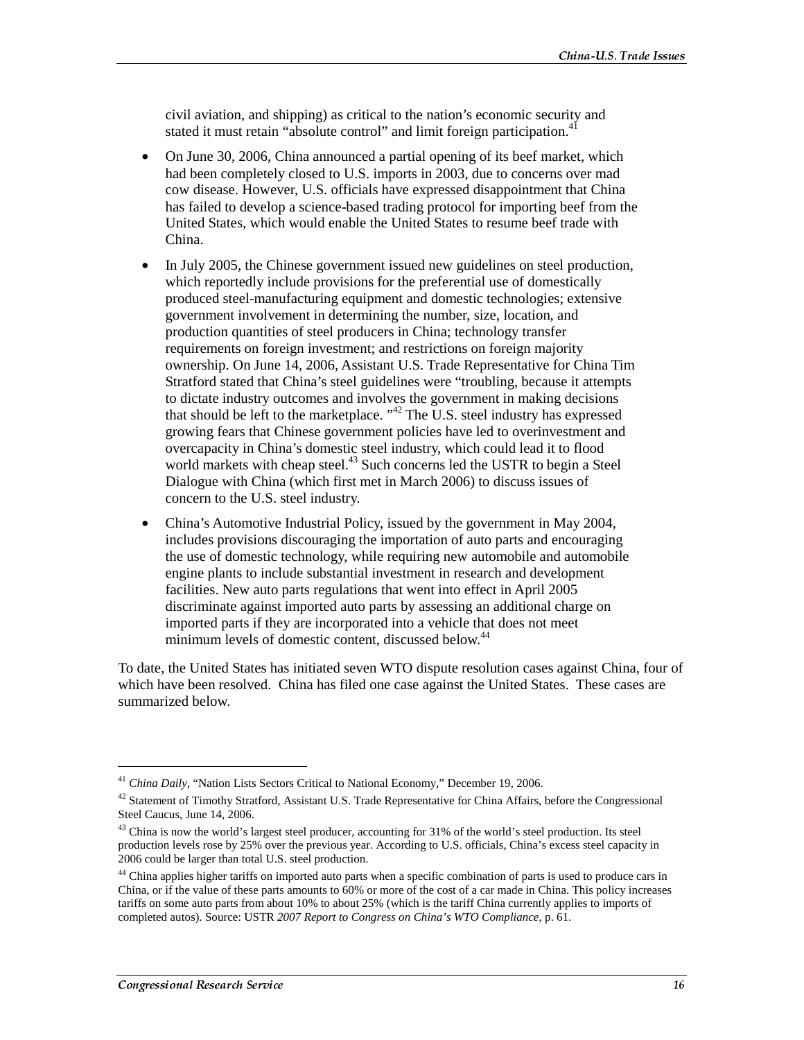civil aviation, and shipping) as critical to the nation's economic security and stated it must retain "absolute control" and limit foreign participation.[41]

- On June 30, 2006, China announced a partial opening of its beef market, which had been completely closed to U.S. imports in 2003, due to concerns over mad cow disease. However, U.S. officials have expressed disappointment that China has failed to develop a science-based trading protocol for importing beef from the United States, which would enable the United States to resume beef trade with China.
- In July 2005, the Chinese government issued new guidelines on steel production, which reportedly include provisions for the preferential use of domestically produced steel-manufacturing equipment and domestic technologies; extensive government involvement in determining the number, size, location, and production quantities of steel producers in China; technology transfer requirements on foreign investment; and restrictions on foreign majority ownership. On June 14, 2006, Assistant U.S. Trade Representative for China Tim Stratford stated that China's steel guidelines were "troubling, because it attempts to dictate industry outcomes and involves the government in making decisions that should be left to the marketplace. "[42] The U.S. steel industry has expressed growing fears that Chinese government policies have led to overinvestment and overcapacity in China's domestic steel industry, which could lead it to flood world markets with cheap steel.[43] Such concerns led the USTR to begin a Steel Dialogue with China (which first met in March 2006) to discuss issues of concern to the U.S. steel industry.
- China's Automotive Industrial Policy, issued by the government in May 2004, includes provisions discouraging the importation of auto parts and encouraging the use of domestic technology, while requiring new automobile and automobile engine plants to include substantial investment in research and development facilities. New auto parts regulations that went into effect in April 2005 discriminate against imported auto parts by assessing an additional charge on imported parts if they are incorporated into a vehicle that does not meet minimum levels of domestic content, discussed below.[44]

To date, the United States has initiated seven WTO dispute resolution cases against China, four of which have been resolved. China has filed one case against the United States. These cases are summarized below.

---

[41] *China Daily*, "Nation Lists Sectors Critical to National Economy," December 19, 2006.

[42] Statement of Timothy Stratford, Assistant U.S. Trade Representative for China Affairs, before the Congressional Steel Caucus, June 14, 2006.

[43] China is now the world's largest steel producer, accounting for 31% of the world's steel production. Its steel production levels rose by 25% over the previous year. According to U.S. officials, China's excess steel capacity in 2006 could be larger than total U.S. steel production.

[44] China applies higher tariffs on imported auto parts when a specific combination of parts is used to produce cars in China, or if the value of these parts amounts to 60% or more of the cost of a car made in China. This policy increases tariffs on some auto parts from about 10% to about 25% (which is the tariff China currently applies to imports of completed autos). Source: USTR *2007 Report to Congress on China's WTO Compliance*, p. 61.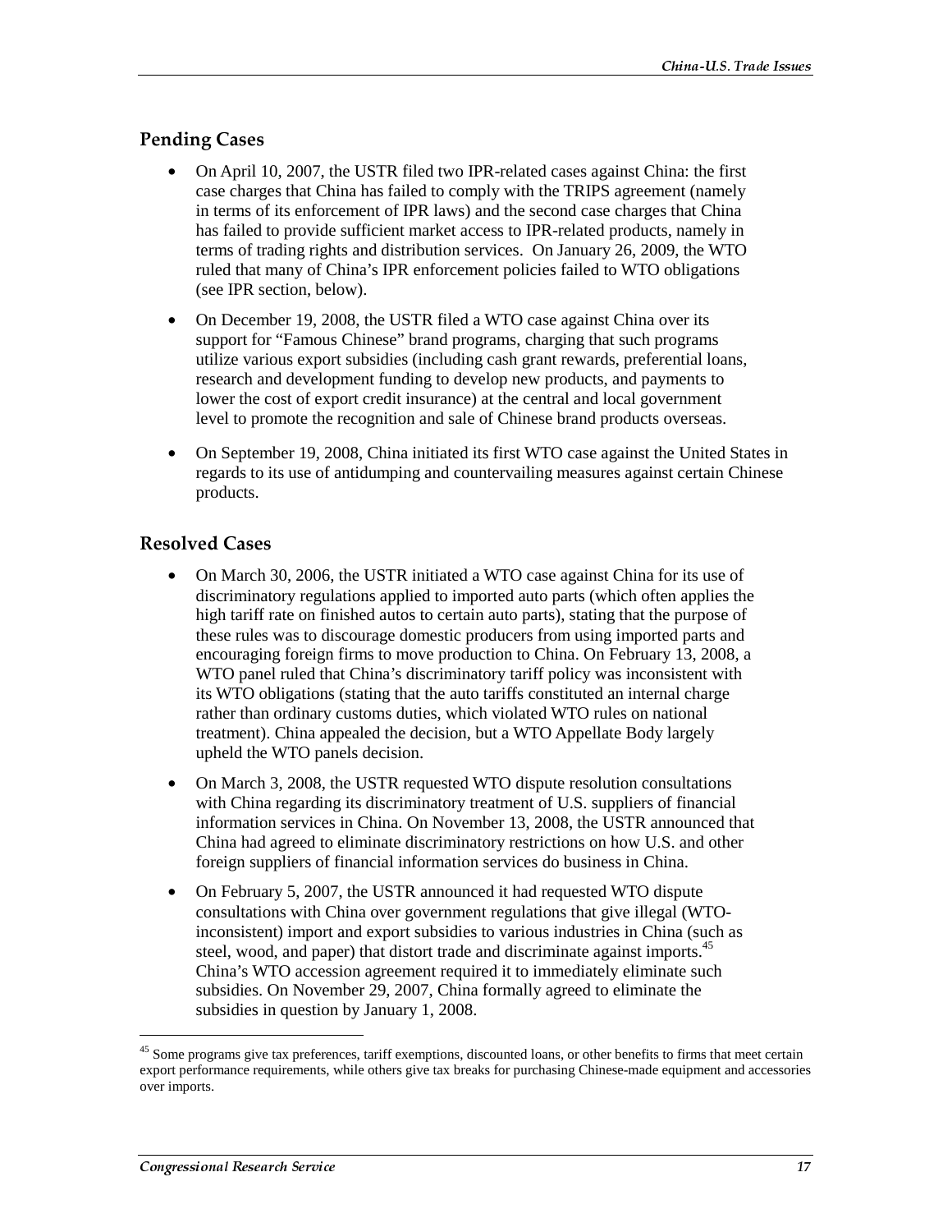### Pending Cases

- On April 10, 2007, the USTR filed two IPR-related cases against China: the first case charges that China has failed to comply with the TRIPS agreement (namely in terms of its enforcement of IPR laws) and the second case charges that China has failed to provide sufficient market access to IPR-related products, namely in terms of trading rights and distribution services. On January 26, 2009, the WTO ruled that many of China's IPR enforcement policies failed to WTO obligations (see IPR section, below).
- On December 19, 2008, the USTR filed a WTO case against China over its support for "Famous Chinese" brand programs, charging that such programs utilize various export subsidies (including cash grant rewards, preferential loans, research and development funding to develop new products, and payments to lower the cost of export credit insurance) at the central and local government level to promote the recognition and sale of Chinese brand products overseas.
- On September 19, 2008, China initiated its first WTO case against the United States in regards to its use of antidumping and countervailing measures against certain Chinese products.

### Resolved Cases

- On March 30, 2006, the USTR initiated a WTO case against China for its use of discriminatory regulations applied to imported auto parts (which often applies the high tariff rate on finished autos to certain auto parts), stating that the purpose of these rules was to discourage domestic producers from using imported parts and encouraging foreign firms to move production to China. On February 13, 2008, a WTO panel ruled that China's discriminatory tariff policy was inconsistent with its WTO obligations (stating that the auto tariffs constituted an internal charge rather than ordinary customs duties, which violated WTO rules on national treatment). China appealed the decision, but a WTO Appellate Body largely upheld the WTO panels decision.
- On March 3, 2008, the USTR requested WTO dispute resolution consultations with China regarding its discriminatory treatment of U.S. suppliers of financial information services in China. On November 13, 2008, the USTR announced that China had agreed to eliminate discriminatory restrictions on how U.S. and other foreign suppliers of financial information services do business in China.
- On February 5, 2007, the USTR announced it had requested WTO dispute consultations with China over government regulations that give illegal (WTO-inconsistent) import and export subsidies to various industries in China (such as steel, wood, and paper) that distort trade and discriminate against imports.[45] China's WTO accession agreement required it to immediately eliminate such subsidies. On November 29, 2007, China formally agreed to eliminate the subsidies in question by January 1, 2008.

---

[45] Some programs give tax preferences, tariff exemptions, discounted loans, or other benefits to firms that meet certain export performance requirements, while others give tax breaks for purchasing Chinese-made equipment and accessories over imports.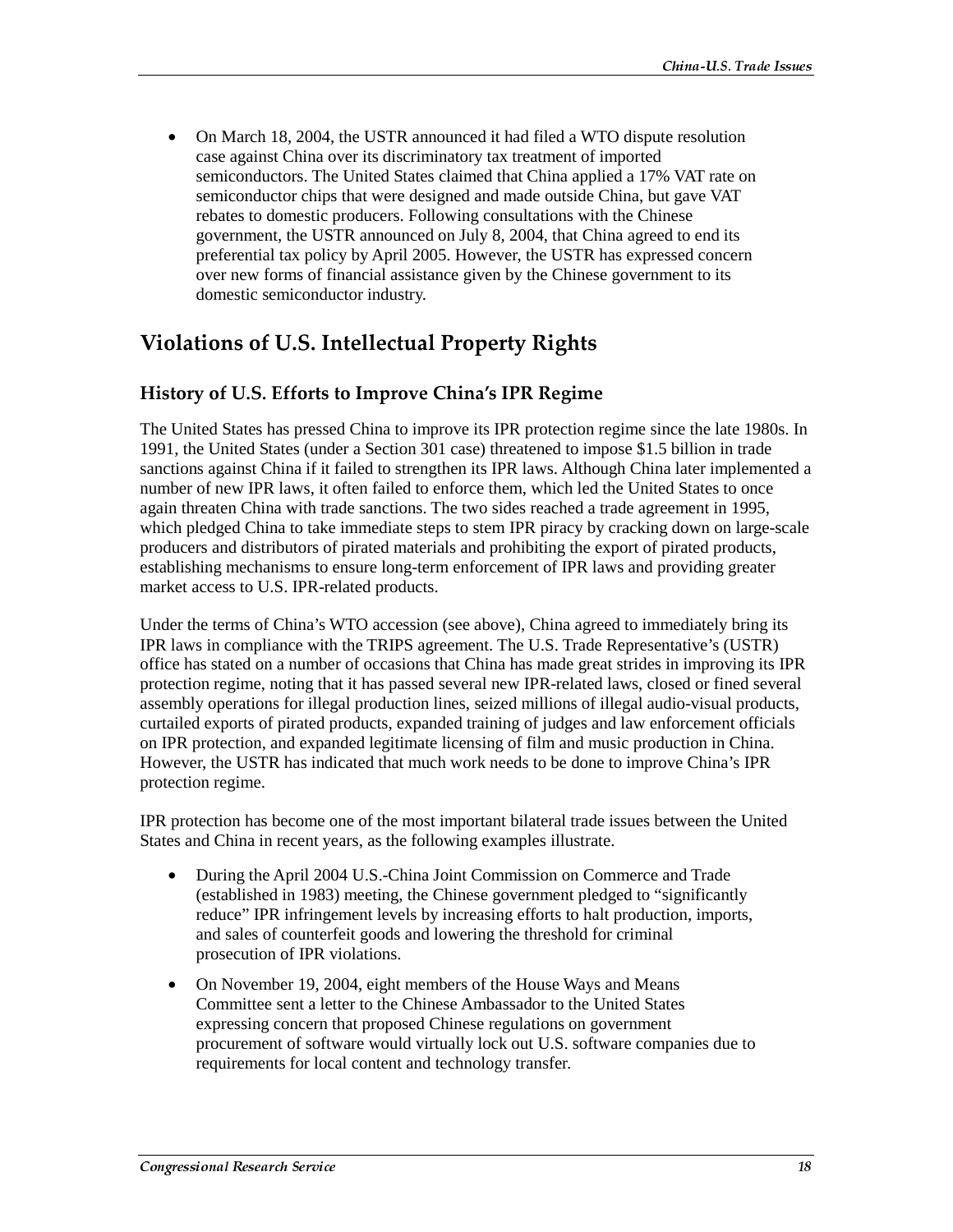- On March 18, 2004, the USTR announced it had filed a WTO dispute resolution case against China over its discriminatory tax treatment of imported semiconductors. The United States claimed that China applied a 17% VAT rate on semiconductor chips that were designed and made outside China, but gave VAT rebates to domestic producers. Following consultations with the Chinese government, the USTR announced on July 8, 2004, that China agreed to end its preferential tax policy by April 2005. However, the USTR has expressed concern over new forms of financial assistance given by the Chinese government to its domestic semiconductor industry.

## Violations of U.S. Intellectual Property Rights

### History of U.S. Efforts to Improve China's IPR Regime

The United States has pressed China to improve its IPR protection regime since the late 1980s. In 1991, the United States (under a Section 301 case) threatened to impose $1.5 billion in trade sanctions against China if it failed to strengthen its IPR laws. Although China later implemented a number of new IPR laws, it often failed to enforce them, which led the United States to once again threaten China with trade sanctions. The two sides reached a trade agreement in 1995, which pledged China to take immediate steps to stem IPR piracy by cracking down on large-scale producers and distributors of pirated materials and prohibiting the export of pirated products, establishing mechanisms to ensure long-term enforcement of IPR laws and providing greater market access to U.S. IPR-related products.

Under the terms of China's WTO accession (see above), China agreed to immediately bring its IPR laws in compliance with the TRIPS agreement. The U.S. Trade Representative's (USTR) office has stated on a number of occasions that China has made great strides in improving its IPR protection regime, noting that it has passed several new IPR-related laws, closed or fined several assembly operations for illegal production lines, seized millions of illegal audio-visual products, curtailed exports of pirated products, expanded training of judges and law enforcement officials on IPR protection, and expanded legitimate licensing of film and music production in China. However, the USTR has indicated that much work needs to be done to improve China's IPR protection regime.

IPR protection has become one of the most important bilateral trade issues between the United States and China in recent years, as the following examples illustrate.

- During the April 2004 U.S.-China Joint Commission on Commerce and Trade (established in 1983) meeting, the Chinese government pledged to "significantly reduce" IPR infringement levels by increasing efforts to halt production, imports, and sales of counterfeit goods and lowering the threshold for criminal prosecution of IPR violations.
- On November 19, 2004, eight members of the House Ways and Means Committee sent a letter to the Chinese Ambassador to the United States expressing concern that proposed Chinese regulations on government procurement of software would virtually lock out U.S. software companies due to requirements for local content and technology transfer.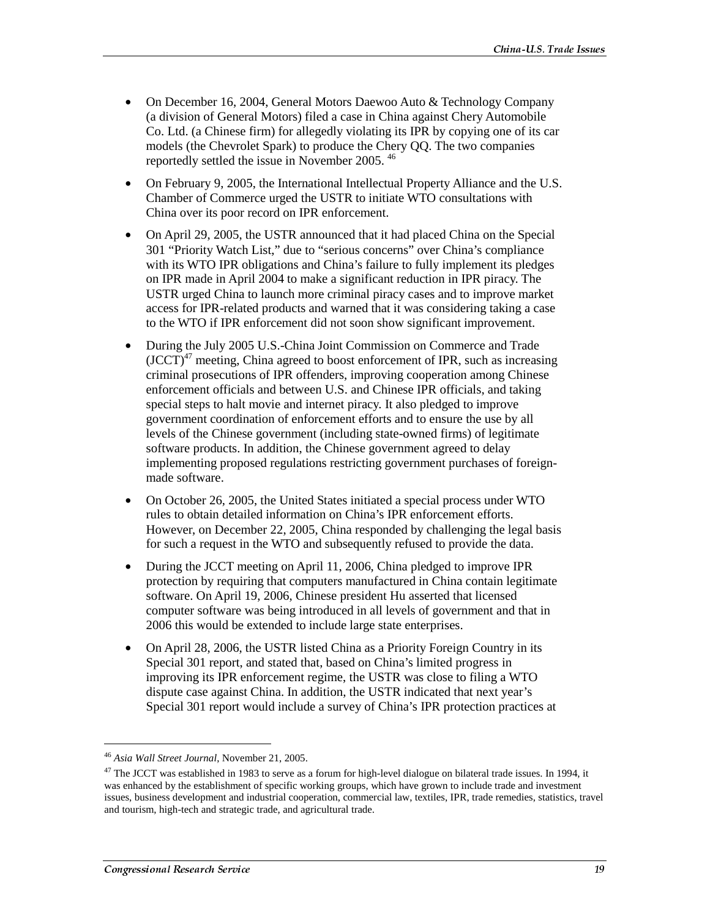- On December 16, 2004, General Motors Daewoo Auto & Technology Company (a division of General Motors) filed a case in China against Chery Automobile Co. Ltd. (a Chinese firm) for allegedly violating its IPR by copying one of its car models (the Chevrolet Spark) to produce the Chery QQ. The two companies reportedly settled the issue in November 2005. [46]

- On February 9, 2005, the International Intellectual Property Alliance and the U.S. Chamber of Commerce urged the USTR to initiate WTO consultations with China over its poor record on IPR enforcement.

- On April 29, 2005, the USTR announced that it had placed China on the Special 301 "Priority Watch List," due to "serious concerns" over China's compliance with its WTO IPR obligations and China's failure to fully implement its pledges on IPR made in April 2004 to make a significant reduction in IPR piracy. The USTR urged China to launch more criminal piracy cases and to improve market access for IPR-related products and warned that it was considering taking a case to the WTO if IPR enforcement did not soon show significant improvement.

- During the July 2005 U.S.-China Joint Commission on Commerce and Trade (JCCT)[47] meeting, China agreed to boost enforcement of IPR, such as increasing criminal prosecutions of IPR offenders, improving cooperation among Chinese enforcement officials and between U.S. and Chinese IPR officials, and taking special steps to halt movie and internet piracy. It also pledged to improve government coordination of enforcement efforts and to ensure the use by all levels of the Chinese government (including state-owned firms) of legitimate software products. In addition, the Chinese government agreed to delay implementing proposed regulations restricting government purchases of foreign-made software.

- On October 26, 2005, the United States initiated a special process under WTO rules to obtain detailed information on China's IPR enforcement efforts. However, on December 22, 2005, China responded by challenging the legal basis for such a request in the WTO and subsequently refused to provide the data.

- During the JCCT meeting on April 11, 2006, China pledged to improve IPR protection by requiring that computers manufactured in China contain legitimate software. On April 19, 2006, Chinese president Hu asserted that licensed computer software was being introduced in all levels of government and that in 2006 this would be extended to include large state enterprises.

- On April 28, 2006, the USTR listed China as a Priority Foreign Country in its Special 301 report, and stated that, based on China's limited progress in improving its IPR enforcement regime, the USTR was close to filing a WTO dispute case against China. In addition, the USTR indicated that next year's Special 301 report would include a survey of China's IPR protection practices at

---

[46] *Asia Wall Street Journal*, November 21, 2005.

[47] The JCCT was established in 1983 to serve as a forum for high-level dialogue on bilateral trade issues. In 1994, it was enhanced by the establishment of specific working groups, which have grown to include trade and investment issues, business development and industrial cooperation, commercial law, textiles, IPR, trade remedies, statistics, travel and tourism, high-tech and strategic trade, and agricultural trade.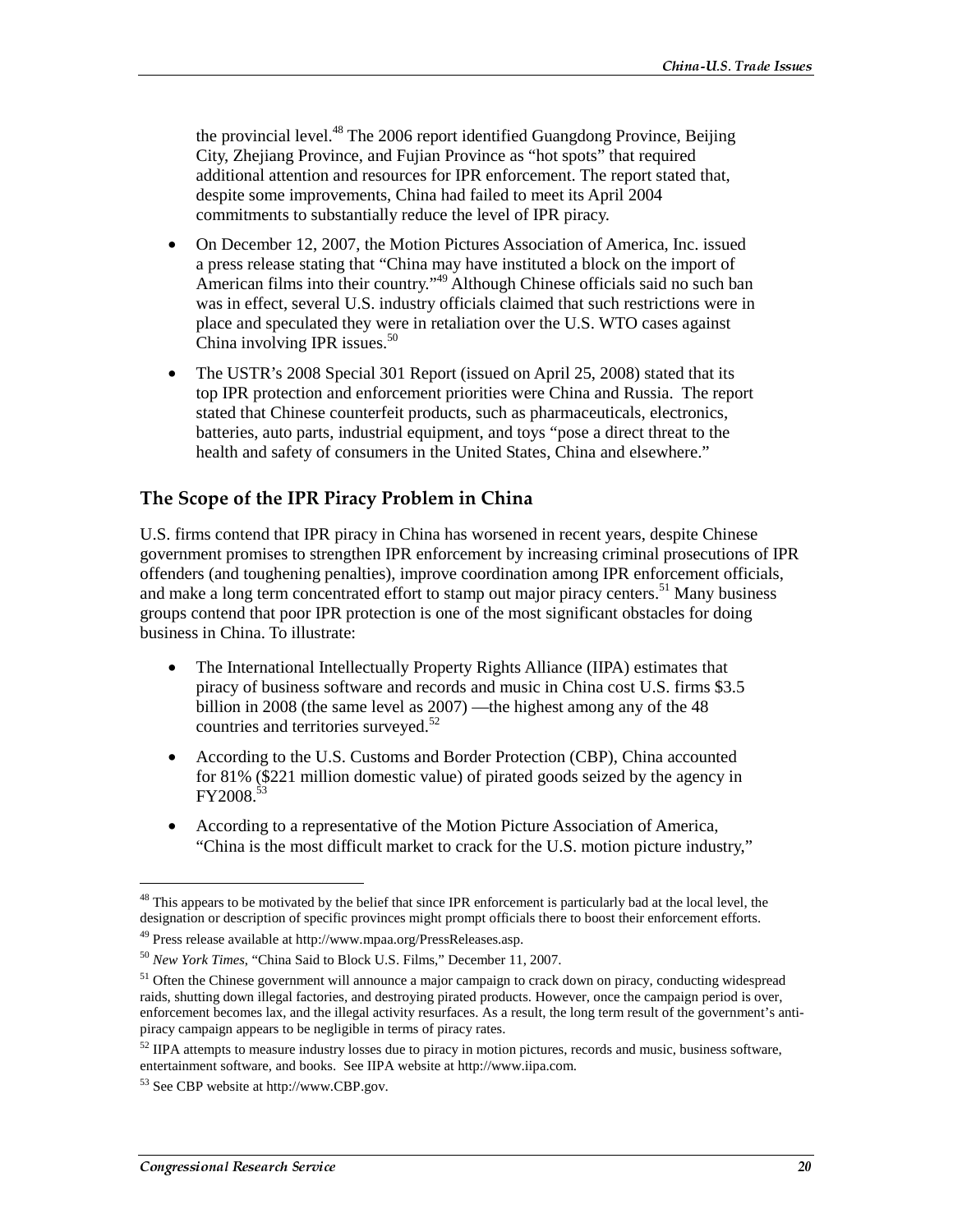the provincial level.[48] The 2006 report identified Guangdong Province, Beijing City, Zhejiang Province, and Fujian Province as "hot spots" that required additional attention and resources for IPR enforcement. The report stated that, despite some improvements, China had failed to meet its April 2004 commitments to substantially reduce the level of IPR piracy.

- On December 12, 2007, the Motion Pictures Association of America, Inc. issued a press release stating that "China may have instituted a block on the import of American films into their country."[49] Although Chinese officials said no such ban was in effect, several U.S. industry officials claimed that such restrictions were in place and speculated they were in retaliation over the U.S. WTO cases against China involving IPR issues.[50]
- The USTR's 2008 Special 301 Report (issued on April 25, 2008) stated that its top IPR protection and enforcement priorities were China and Russia. The report stated that Chinese counterfeit products, such as pharmaceuticals, electronics, batteries, auto parts, industrial equipment, and toys "pose a direct threat to the health and safety of consumers in the United States, China and elsewhere."

## The Scope of the IPR Piracy Problem in China

U.S. firms contend that IPR piracy in China has worsened in recent years, despite Chinese government promises to strengthen IPR enforcement by increasing criminal prosecutions of IPR offenders (and toughening penalties), improve coordination among IPR enforcement officials, and make a long term concentrated effort to stamp out major piracy centers.[51] Many business groups contend that poor IPR protection is one of the most significant obstacles for doing business in China. To illustrate:

- The International Intellectually Property Rights Alliance (IIPA) estimates that piracy of business software and records and music in China cost U.S. firms $3.5 billion in 2008 (the same level as 2007) —the highest among any of the 48 countries and territories surveyed.[52]
- According to the U.S. Customs and Border Protection (CBP), China accounted for 81% ($221 million domestic value) of pirated goods seized by the agency in FY2008.[53]
- According to a representative of the Motion Picture Association of America, "China is the most difficult market to crack for the U.S. motion picture industry,"

---

[48] This appears to be motivated by the belief that since IPR enforcement is particularly bad at the local level, the designation or description of specific provinces might prompt officials there to boost their enforcement efforts.

[49] Press release available at http://www.mpaa.org/PressReleases.asp.

[50] *New York Times*, "China Said to Block U.S. Films," December 11, 2007.

[51] Often the Chinese government will announce a major campaign to crack down on piracy, conducting widespread raids, shutting down illegal factories, and destroying pirated products. However, once the campaign period is over, enforcement becomes lax, and the illegal activity resurfaces. As a result, the long term result of the government's anti-piracy campaign appears to be negligible in terms of piracy rates.

[52] IIPA attempts to measure industry losses due to piracy in motion pictures, records and music, business software, entertainment software, and books. See IIPA website at http://www.iipa.com.

[53] See CBP website at http://www.CBP.gov.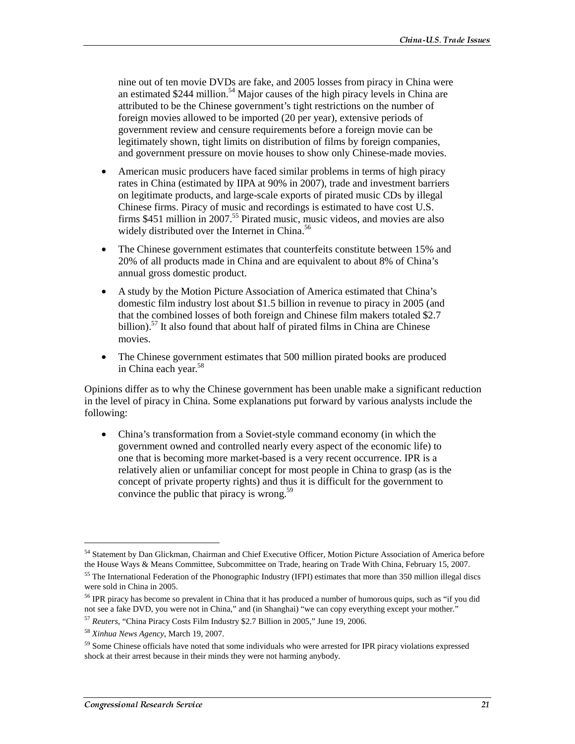nine out of ten movie DVDs are fake, and 2005 losses from piracy in China were an estimated $244 million.[54] Major causes of the high piracy levels in China are attributed to be the Chinese government's tight restrictions on the number of foreign movies allowed to be imported (20 per year), extensive periods of government review and censure requirements before a foreign movie can be legitimately shown, tight limits on distribution of films by foreign companies, and government pressure on movie houses to show only Chinese-made movies.

- American music producers have faced similar problems in terms of high piracy rates in China (estimated by IIPA at 90% in 2007), trade and investment barriers on legitimate products, and large-scale exports of pirated music CDs by illegal Chinese firms. Piracy of music and recordings is estimated to have cost U.S. firms $451 million in 2007.[55] Pirated music, music videos, and movies are also widely distributed over the Internet in China.[56]
- The Chinese government estimates that counterfeits constitute between 15% and 20% of all products made in China and are equivalent to about 8% of China's annual gross domestic product.
- A study by the Motion Picture Association of America estimated that China's domestic film industry lost about $1.5 billion in revenue to piracy in 2005 (and that the combined losses of both foreign and Chinese film makers totaled $2.7 billion).[57] It also found that about half of pirated films in China are Chinese movies.
- The Chinese government estimates that 500 million pirated books are produced in China each year.[58]

Opinions differ as to why the Chinese government has been unable make a significant reduction in the level of piracy in China. Some explanations put forward by various analysts include the following:

- China's transformation from a Soviet-style command economy (in which the government owned and controlled nearly every aspect of the economic life) to one that is becoming more market-based is a very recent occurrence. IPR is a relatively alien or unfamiliar concept for most people in China to grasp (as is the concept of private property rights) and thus it is difficult for the government to convince the public that piracy is wrong.[59]

---

[54] Statement by Dan Glickman, Chairman and Chief Executive Officer, Motion Picture Association of America before the House Ways & Means Committee, Subcommittee on Trade, hearing on Trade With China, February 15, 2007.

[55] The International Federation of the Phonographic Industry (IFPI) estimates that more than 350 million illegal discs were sold in China in 2005.

[56] IPR piracy has become so prevalent in China that it has produced a number of humorous quips, such as "if you did not see a fake DVD, you were not in China," and (in Shanghai) "we can copy everything except your mother."

[57] *Reuters*, "China Piracy Costs Film Industry $2.7 Billion in 2005," June 19, 2006.

[58] *Xinhua News Agency*, March 19, 2007.

[59] Some Chinese officials have noted that some individuals who were arrested for IPR piracy violations expressed shock at their arrest because in their minds they were not harming anybody.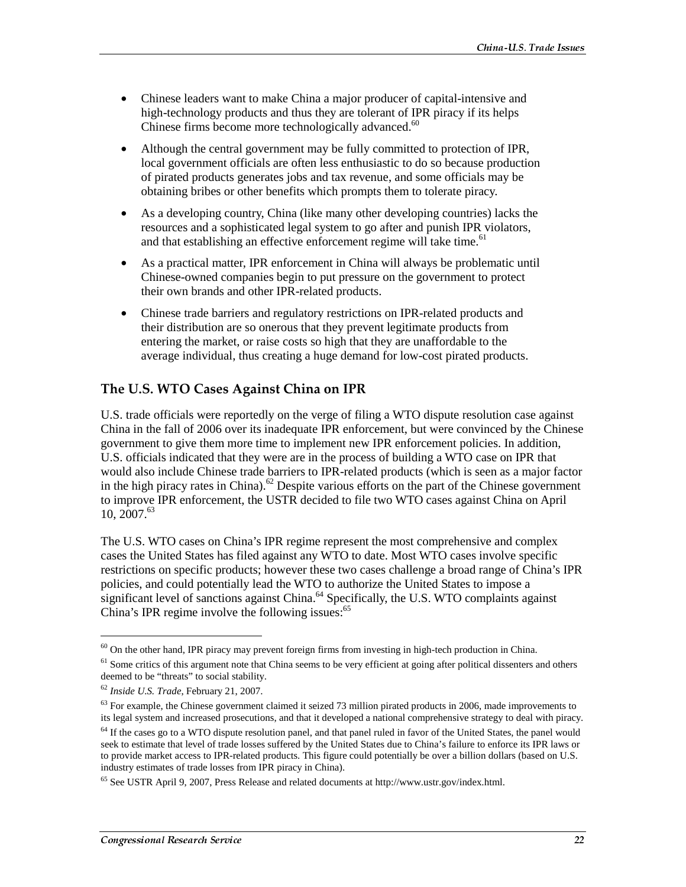- Chinese leaders want to make China a major producer of capital-intensive and high-technology products and thus they are tolerant of IPR piracy if its helps Chinese firms become more technologically advanced.[60]
- Although the central government may be fully committed to protection of IPR, local government officials are often less enthusiastic to do so because production of pirated products generates jobs and tax revenue, and some officials may be obtaining bribes or other benefits which prompts them to tolerate piracy.
- As a developing country, China (like many other developing countries) lacks the resources and a sophisticated legal system to go after and punish IPR violators, and that establishing an effective enforcement regime will take time.[61]
- As a practical matter, IPR enforcement in China will always be problematic until Chinese-owned companies begin to put pressure on the government to protect their own brands and other IPR-related products.
- Chinese trade barriers and regulatory restrictions on IPR-related products and their distribution are so onerous that they prevent legitimate products from entering the market, or raise costs so high that they are unaffordable to the average individual, thus creating a huge demand for low-cost pirated products.

## The U.S. WTO Cases Against China on IPR

U.S. trade officials were reportedly on the verge of filing a WTO dispute resolution case against China in the fall of 2006 over its inadequate IPR enforcement, but were convinced by the Chinese government to give them more time to implement new IPR enforcement policies. In addition, U.S. officials indicated that they were are in the process of building a WTO case on IPR that would also include Chinese trade barriers to IPR-related products (which is seen as a major factor in the high piracy rates in China).[62] Despite various efforts on the part of the Chinese government to improve IPR enforcement, the USTR decided to file two WTO cases against China on April 10, 2007.[63]

The U.S. WTO cases on China's IPR regime represent the most comprehensive and complex cases the United States has filed against any WTO to date. Most WTO cases involve specific restrictions on specific products; however these two cases challenge a broad range of China's IPR policies, and could potentially lead the WTO to authorize the United States to impose a significant level of sanctions against China.[64] Specifically, the U.S. WTO complaints against China's IPR regime involve the following issues:[65]

---

[60] On the other hand, IPR piracy may prevent foreign firms from investing in high-tech production in China.

[61] Some critics of this argument note that China seems to be very efficient at going after political dissenters and others deemed to be "threats" to social stability.

[62] *Inside U.S. Trade*, February 21, 2007.

[63] For example, the Chinese government claimed it seized 73 million pirated products in 2006, made improvements to its legal system and increased prosecutions, and that it developed a national comprehensive strategy to deal with piracy.

[64] If the cases go to a WTO dispute resolution panel, and that panel ruled in favor of the United States, the panel would seek to estimate that level of trade losses suffered by the United States due to China's failure to enforce its IPR laws or to provide market access to IPR-related products. This figure could potentially be over a billion dollars (based on U.S. industry estimates of trade losses from IPR piracy in China).

[65] See USTR April 9, 2007, Press Release and related documents at http://www.ustr.gov/index.html.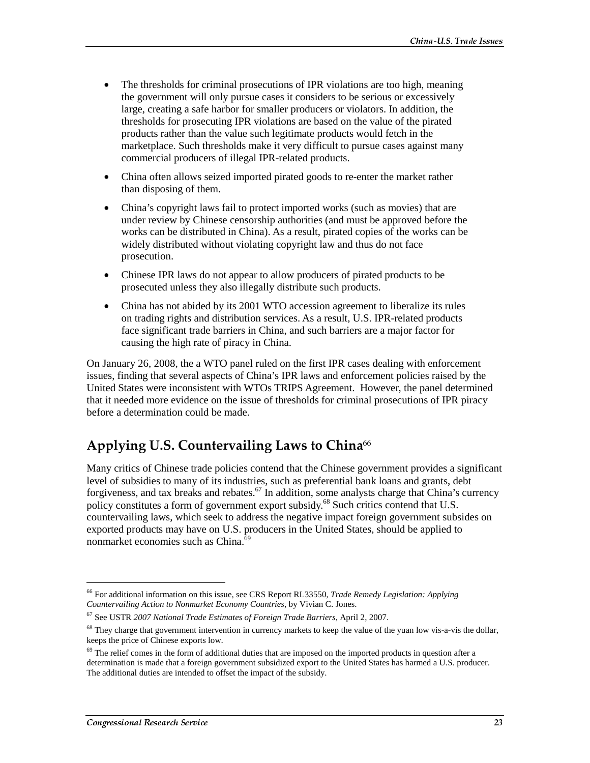- The thresholds for criminal prosecutions of IPR violations are too high, meaning the government will only pursue cases it considers to be serious or excessively large, creating a safe harbor for smaller producers or violators. In addition, the thresholds for prosecuting IPR violations are based on the value of the pirated products rather than the value such legitimate products would fetch in the marketplace. Such thresholds make it very difficult to pursue cases against many commercial producers of illegal IPR-related products.
- China often allows seized imported pirated goods to re-enter the market rather than disposing of them.
- China's copyright laws fail to protect imported works (such as movies) that are under review by Chinese censorship authorities (and must be approved before the works can be distributed in China). As a result, pirated copies of the works can be widely distributed without violating copyright law and thus do not face prosecution.
- Chinese IPR laws do not appear to allow producers of pirated products to be prosecuted unless they also illegally distribute such products.
- China has not abided by its 2001 WTO accession agreement to liberalize its rules on trading rights and distribution services. As a result, U.S. IPR-related products face significant trade barriers in China, and such barriers are a major factor for causing the high rate of piracy in China.

On January 26, 2008, the a WTO panel ruled on the first IPR cases dealing with enforcement issues, finding that several aspects of China's IPR laws and enforcement policies raised by the United States were inconsistent with WTOs TRIPS Agreement. However, the panel determined that it needed more evidence on the issue of thresholds for criminal prosecutions of IPR piracy before a determination could be made.

## Applying U.S. Countervailing Laws to China[66]

Many critics of Chinese trade policies contend that the Chinese government provides a significant level of subsidies to many of its industries, such as preferential bank loans and grants, debt forgiveness, and tax breaks and rebates.[67] In addition, some analysts charge that China's currency policy constitutes a form of government export subsidy.[68] Such critics contend that U.S. countervailing laws, which seek to address the negative impact foreign government subsides on exported products may have on U.S. producers in the United States, should be applied to nonmarket economies such as China.[69]

---

[66] For additional information on this issue, see CRS Report RL33550, *Trade Remedy Legislation: Applying Countervailing Action to Nonmarket Economy Countries*, by Vivian C. Jones.

[67] See USTR *2007 National Trade Estimates of Foreign Trade Barriers*, April 2, 2007.

[68] They charge that government intervention in currency markets to keep the value of the yuan low vis-a-vis the dollar, keeps the price of Chinese exports low.

[69] The relief comes in the form of additional duties that are imposed on the imported products in question after a determination is made that a foreign government subsidized export to the United States has harmed a U.S. producer. The additional duties are intended to offset the impact of the subsidy.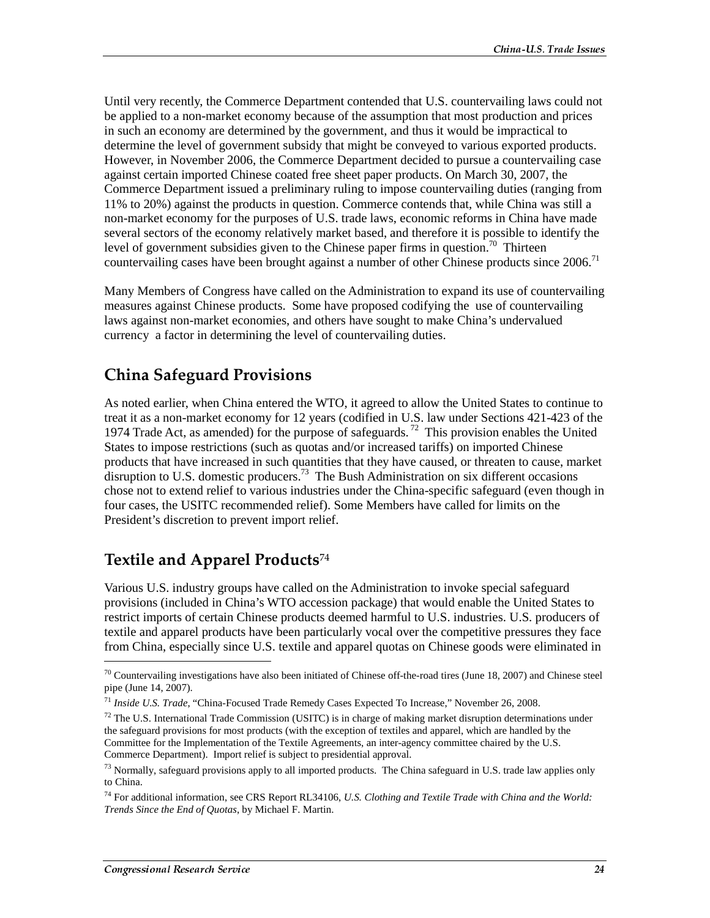Until very recently, the Commerce Department contended that U.S. countervailing laws could not be applied to a non-market economy because of the assumption that most production and prices in such an economy are determined by the government, and thus it would be impractical to determine the level of government subsidy that might be conveyed to various exported products. However, in November 2006, the Commerce Department decided to pursue a countervailing case against certain imported Chinese coated free sheet paper products. On March 30, 2007, the Commerce Department issued a preliminary ruling to impose countervailing duties (ranging from 11% to 20%) against the products in question. Commerce contends that, while China was still a non-market economy for the purposes of U.S. trade laws, economic reforms in China have made several sectors of the economy relatively market based, and therefore it is possible to identify the level of government subsidies given to the Chinese paper firms in question.[70] Thirteen countervailing cases have been brought against a number of other Chinese products since 2006.[71]

Many Members of Congress have called on the Administration to expand its use of countervailing measures against Chinese products. Some have proposed codifying the use of countervailing laws against non-market economies, and others have sought to make China's undervalued currency a factor in determining the level of countervailing duties.

## China Safeguard Provisions

As noted earlier, when China entered the WTO, it agreed to allow the United States to continue to treat it as a non-market economy for 12 years (codified in U.S. law under Sections 421-423 of the 1974 Trade Act, as amended) for the purpose of safeguards.[72] This provision enables the United States to impose restrictions (such as quotas and/or increased tariffs) on imported Chinese products that have increased in such quantities that they have caused, or threaten to cause, market disruption to U.S. domestic producers.[73] The Bush Administration on six different occasions chose not to extend relief to various industries under the China-specific safeguard (even though in four cases, the USITC recommended relief). Some Members have called for limits on the President's discretion to prevent import relief.

## Textile and Apparel Products[74]

Various U.S. industry groups have called on the Administration to invoke special safeguard provisions (included in China's WTO accession package) that would enable the United States to restrict imports of certain Chinese products deemed harmful to U.S. industries. U.S. producers of textile and apparel products have been particularly vocal over the competitive pressures they face from China, especially since U.S. textile and apparel quotas on Chinese goods were eliminated in

---

[70] Countervailing investigations have also been initiated of Chinese off-the-road tires (June 18, 2007) and Chinese steel pipe (June 14, 2007).

[71] *Inside U.S. Trade*, "China-Focused Trade Remedy Cases Expected To Increase," November 26, 2008.

[72] The U.S. International Trade Commission (USITC) is in charge of making market disruption determinations under the safeguard provisions for most products (with the exception of textiles and apparel, which are handled by the Committee for the Implementation of the Textile Agreements, an inter-agency committee chaired by the U.S. Commerce Department). Import relief is subject to presidential approval.

[73] Normally, safeguard provisions apply to all imported products. The China safeguard in U.S. trade law applies only to China.

[74] For additional information, see CRS Report RL34106, *U.S. Clothing and Textile Trade with China and the World: Trends Since the End of Quotas*, by Michael F. Martin.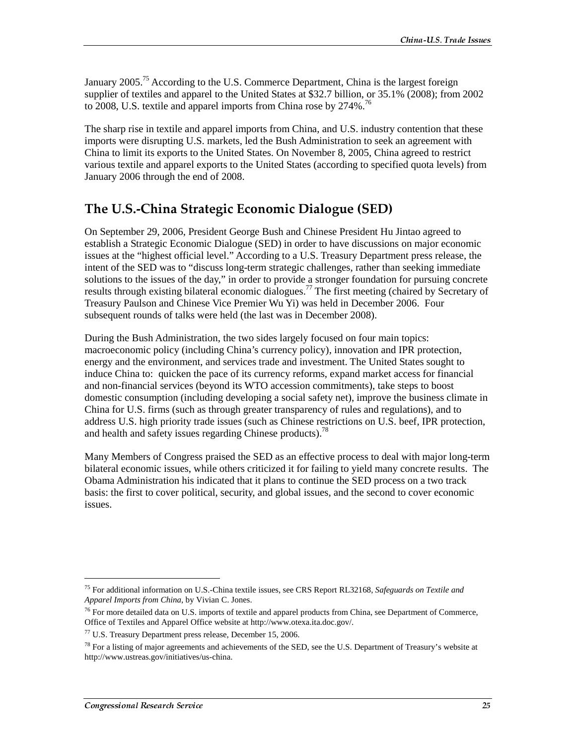January 2005.[75] According to the U.S. Commerce Department, China is the largest foreign supplier of textiles and apparel to the United States at $32.7 billion, or 35.1% (2008); from 2002 to 2008, U.S. textile and apparel imports from China rose by 274%.[76]

The sharp rise in textile and apparel imports from China, and U.S. industry contention that these imports were disrupting U.S. markets, led the Bush Administration to seek an agreement with China to limit its exports to the United States. On November 8, 2005, China agreed to restrict various textile and apparel exports to the United States (according to specified quota levels) from January 2006 through the end of 2008.

## The U.S.-China Strategic Economic Dialogue (SED)

On September 29, 2006, President George Bush and Chinese President Hu Jintao agreed to establish a Strategic Economic Dialogue (SED) in order to have discussions on major economic issues at the "highest official level." According to a U.S. Treasury Department press release, the intent of the SED was to "discuss long-term strategic challenges, rather than seeking immediate solutions to the issues of the day," in order to provide a stronger foundation for pursuing concrete results through existing bilateral economic dialogues.[77] The first meeting (chaired by Secretary of Treasury Paulson and Chinese Vice Premier Wu Yi) was held in December 2006. Four subsequent rounds of talks were held (the last was in December 2008).

During the Bush Administration, the two sides largely focused on four main topics: macroeconomic policy (including China's currency policy), innovation and IPR protection, energy and the environment, and services trade and investment. The United States sought to induce China to: quicken the pace of its currency reforms, expand market access for financial and non-financial services (beyond its WTO accession commitments), take steps to boost domestic consumption (including developing a social safety net), improve the business climate in China for U.S. firms (such as through greater transparency of rules and regulations), and to address U.S. high priority trade issues (such as Chinese restrictions on U.S. beef, IPR protection, and health and safety issues regarding Chinese products).[78]

Many Members of Congress praised the SED as an effective process to deal with major long-term bilateral economic issues, while others criticized it for failing to yield many concrete results. The Obama Administration his indicated that it plans to continue the SED process on a two track basis: the first to cover political, security, and global issues, and the second to cover economic issues.

---

[75] For additional information on U.S.-China textile issues, see CRS Report RL32168, *Safeguards on Textile and Apparel Imports from China*, by Vivian C. Jones.

[76] For more detailed data on U.S. imports of textile and apparel products from China, see Department of Commerce, Office of Textiles and Apparel Office website at http://www.otexa.ita.doc.gov/.

[77] U.S. Treasury Department press release, December 15, 2006.

[78] For a listing of major agreements and achievements of the SED, see the U.S. Department of Treasury's website at http://www.ustreas.gov/initiatives/us-china.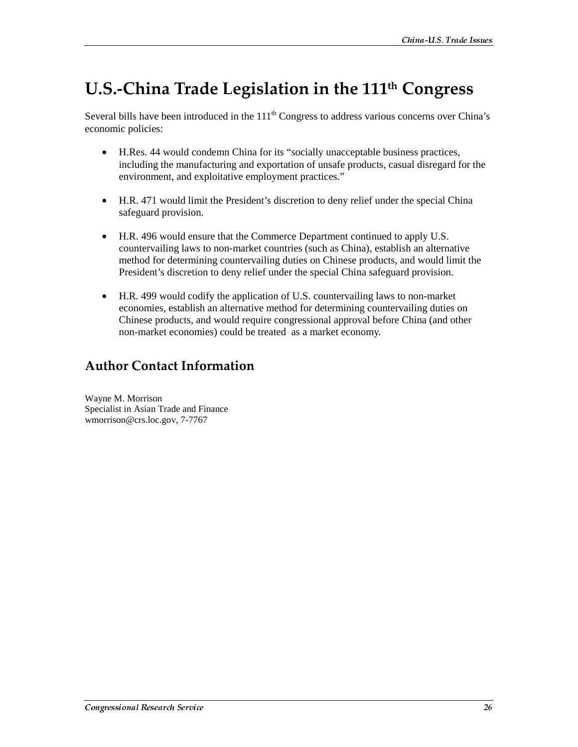# U.S.-China Trade Legislation in the 111th Congress

Several bills have been introduced in the 111th Congress to address various concerns over China's economic policies:

- H.Res. 44 would condemn China for its "socially unacceptable business practices, including the manufacturing and exportation of unsafe products, casual disregard for the environment, and exploitative employment practices."
- H.R. 471 would limit the President's discretion to deny relief under the special China safeguard provision.
- H.R. 496 would ensure that the Commerce Department continued to apply U.S. countervailing laws to non-market countries (such as China), establish an alternative method for determining countervailing duties on Chinese products, and would limit the President's discretion to deny relief under the special China safeguard provision.
- H.R. 499 would codify the application of U.S. countervailing laws to non-market economies, establish an alternative method for determining countervailing duties on Chinese products, and would require congressional approval before China (and other non-market economies) could be treated as a market economy.

## Author Contact Information

Wayne M. Morrison
Specialist in Asian Trade and Finance
wmorrison@crs.loc.gov, 7-7767